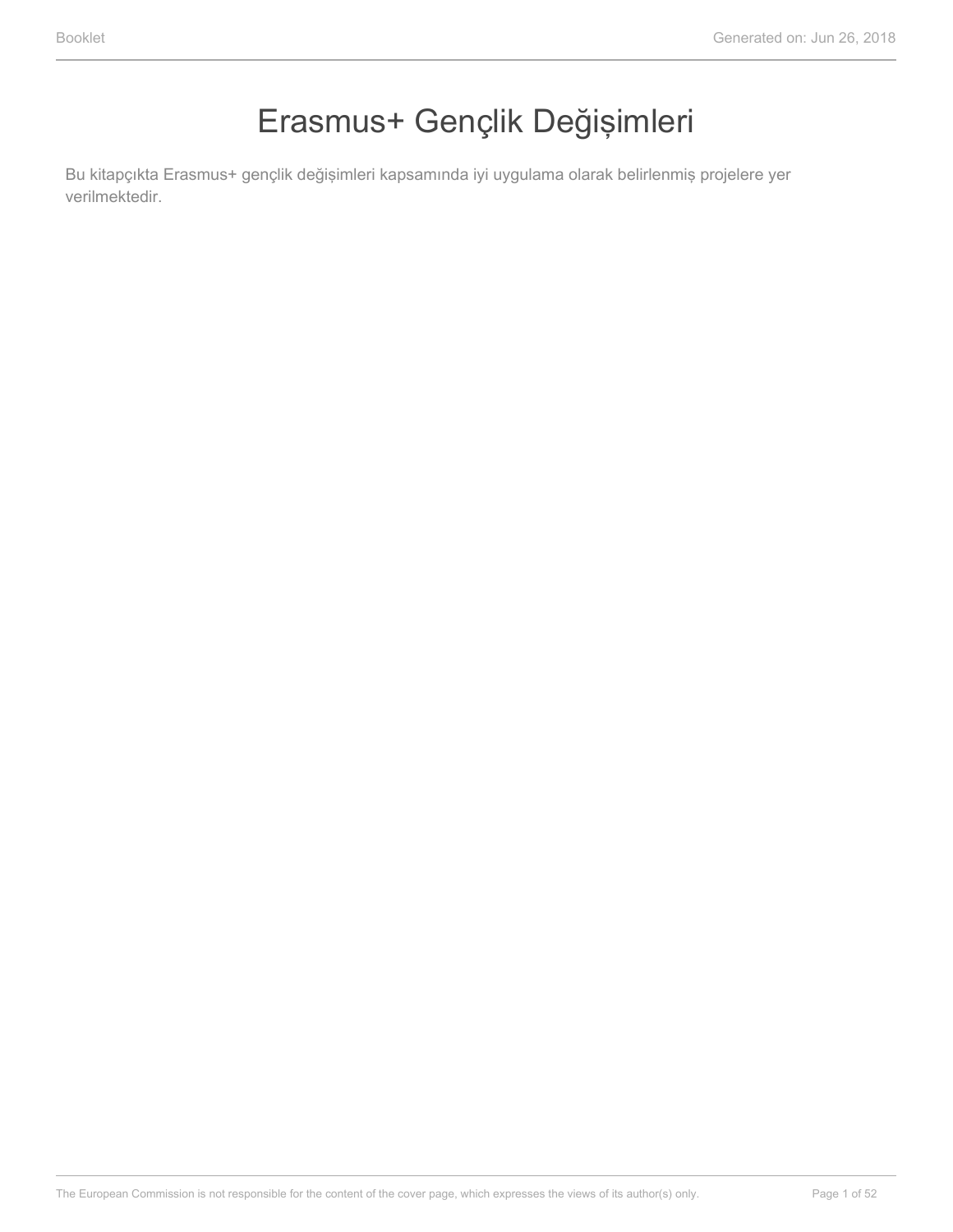# Erasmus+ Gençlik Değişimleri

Bu kitapçıkta Erasmus+ gençlik değişimleri kapsamında iyi uygulama olarak belirlenmiş projelere yer verilmektedir.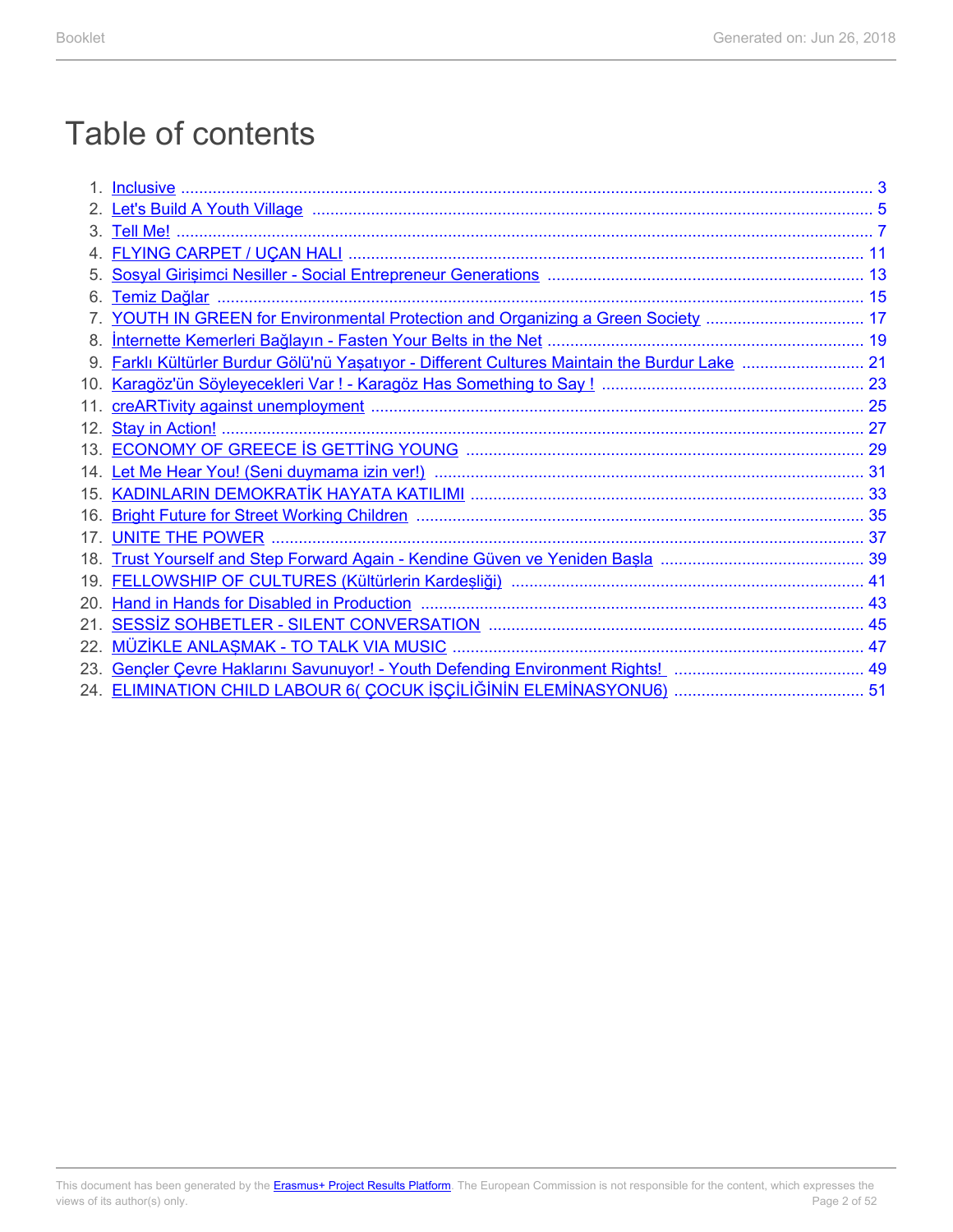# Table of contents

1. Inclusive ... 3
2. Let's Build A Youth Village ... 5
3. Tell Me! ... 7
4. FLYING CARPET / UÇAN HALI ... 11
5. Sosyal Girişimci Nesiller - Social Entrepreneur Generations ... 13
6. Temiz Dağlar ... 15
7. YOUTH IN GREEN for Environmental Protection and Organizing a Green Society ... 17
8. İnternette Kemerleri Bağlayın - Fasten Your Belts in the Net ... 19
9. Farklı Kültürler Burdur Gölü'nü Yaşatıyor - Different Cultures Maintain the Burdur Lake ... 21
10. Karagöz'ün Söyleyecekleri Var ! - Karagöz Has Something to Say ! ... 23
11. creARTivity against unemployment ... 25
12. Stay in Action! ... 27
13. ECONOMY OF GREECE İS GETTİNG YOUNG ... 29
14. Let Me Hear You! (Seni duymama izin ver!) ... 31
15. KADINLARIN DEMOKRATİK HAYATA KATILIMI ... 33
16. Bright Future for Street Working Children ... 35
17. UNITE THE POWER ... 37
18. Trust Yourself and Step Forward Again - Kendine Güven ve Yeniden Başla ... 39
19. FELLOWSHIP OF CULTURES (Kültürlerin Kardeşliği) ... 41
20. Hand in Hands for Disabled in Production ... 43
21. SESSİZ SOHBETLER - SILENT CONVERSATION ... 45
22. MÜZİKLE ANLAŞMAK - TO TALK VIA MUSIC ... 47
23. Gençler Çevre Haklarını Savunuyor! - Youth Defending Environment Rights! ... 49
24. ELIMINATION CHILD LABOUR 6( ÇOCUK İŞÇİLİĞİNİN ELEMİNASYONU6) ... 51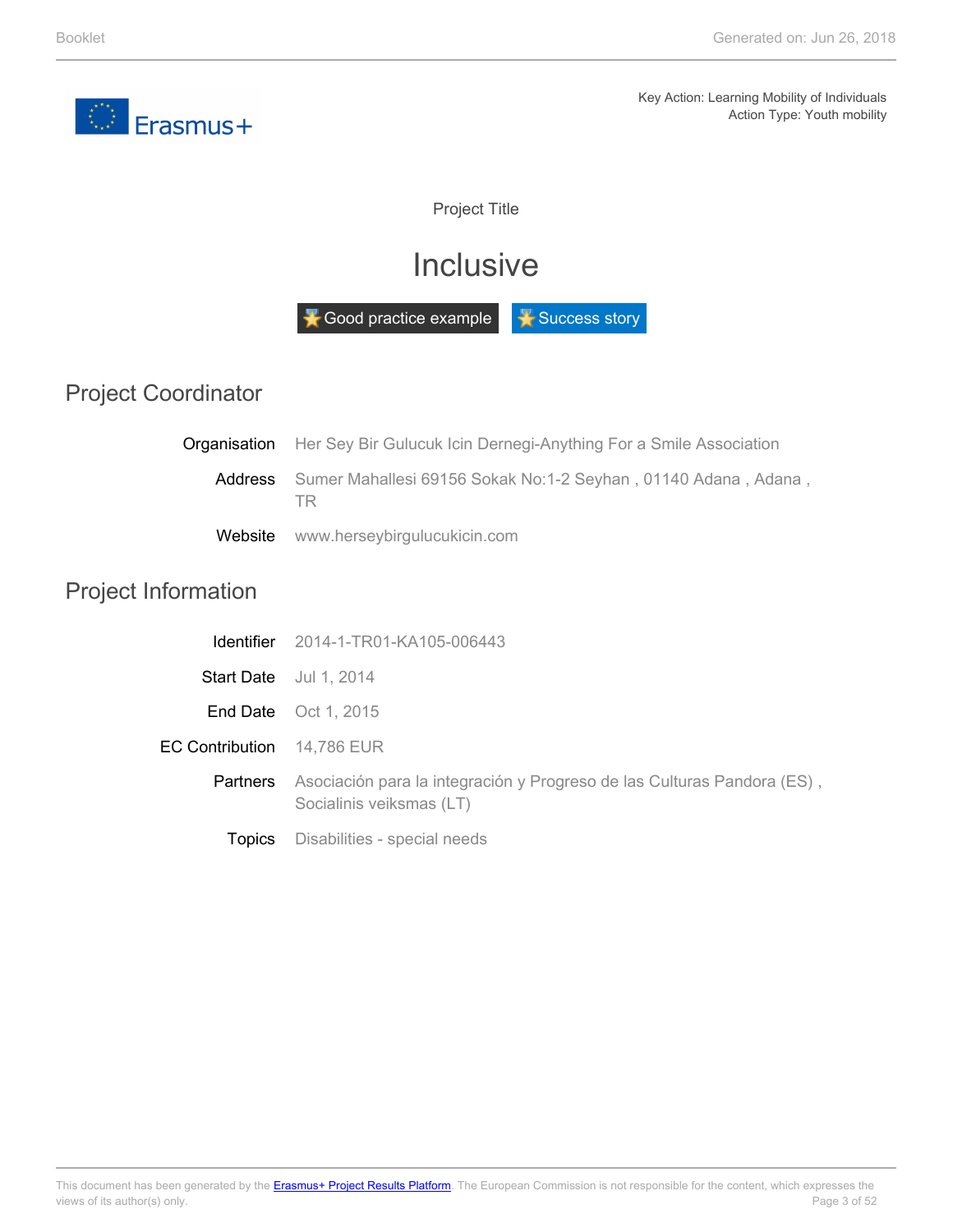Key Action: Learning Mobility of Individuals
Action Type: Youth mobility

Project Title

# Inclusive

Good practice example | Success story

## Project Coordinator

**Organisation** Her Sey Bir Gulucuk Icin Dernegi-Anything For a Smile Association

**Address** Sumer Mahallesi 69156 Sokak No:1-2 Seyhan , 01140 Adana , Adana , TR

**Website** www.herseybirgulucukicin.com

## Project Information

**Identifier** 2014-1-TR01-KA105-006443

**Start Date** Jul 1, 2014

**End Date** Oct 1, 2015

**EC Contribution** 14,786 EUR

**Partners** Asociación para la integración y Progreso de las Culturas Pandora (ES) , Socialinis veiksmas (LT)

**Topics** Disabilities - special needs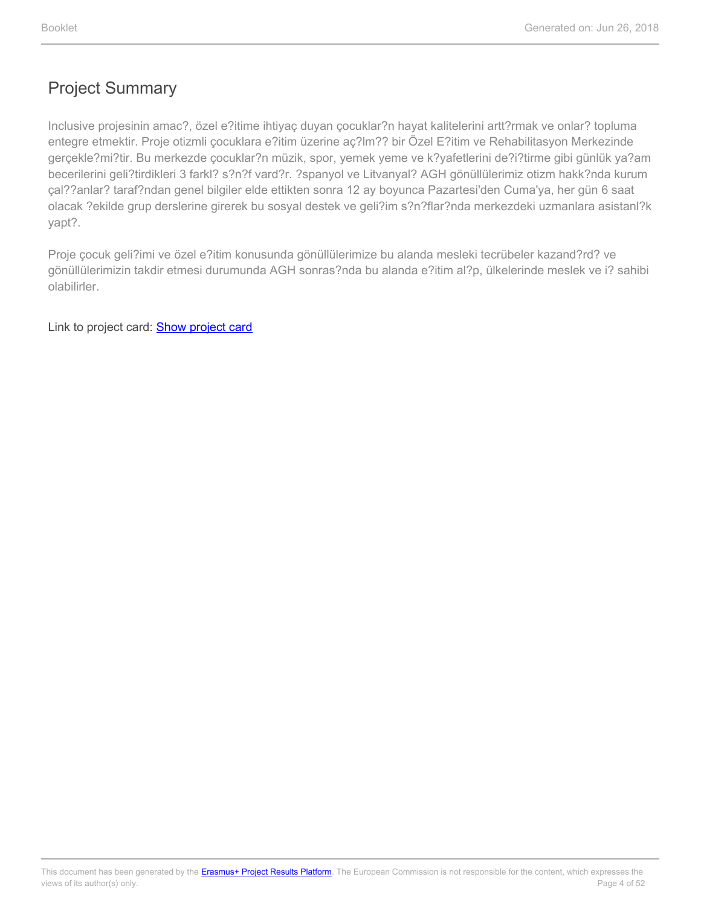## Project Summary

Inclusive projesinin amac?, özel e?itime ihtiyaç duyan çocuklar?n hayat kalitelerini artt?rmak ve onlar? topluma entegre etmektir. Proje otizmli çocuklara e?itim üzerine aç?lm?? bir Özel E?itim ve Rehabilitasyon Merkezinde gerçekle?mi?tir. Bu merkezde çocuklar?n müzik, spor, yemek yeme ve k?yafetlerini de?i?tirme gibi günlük ya?am becerilerini geli?tirdikleri 3 farkl? s?n?f vard?r. ?spanyol ve Litvanyal? AGH gönüllülerimiz otizm hakk?nda kurum çal??anlar? taraf?ndan genel bilgiler elde ettikten sonra 12 ay boyunca Pazartesi'den Cuma'ya, her gün 6 saat olacak ?ekilde grup derslerine girerek bu sosyal destek ve geli?im s?n?flar?nda merkezdeki uzmanlara asistanl?k yapt?.

Proje çocuk geli?imi ve özel e?itim konusunda gönüllülerimize bu alanda mesleki tecrübeler kazand?rd? ve gönüllülerimizin takdir etmesi durumunda AGH sonras?nda bu alanda e?itim al?p, ülkelerinde meslek ve i? sahibi olabilirler.

Link to project card: Show project card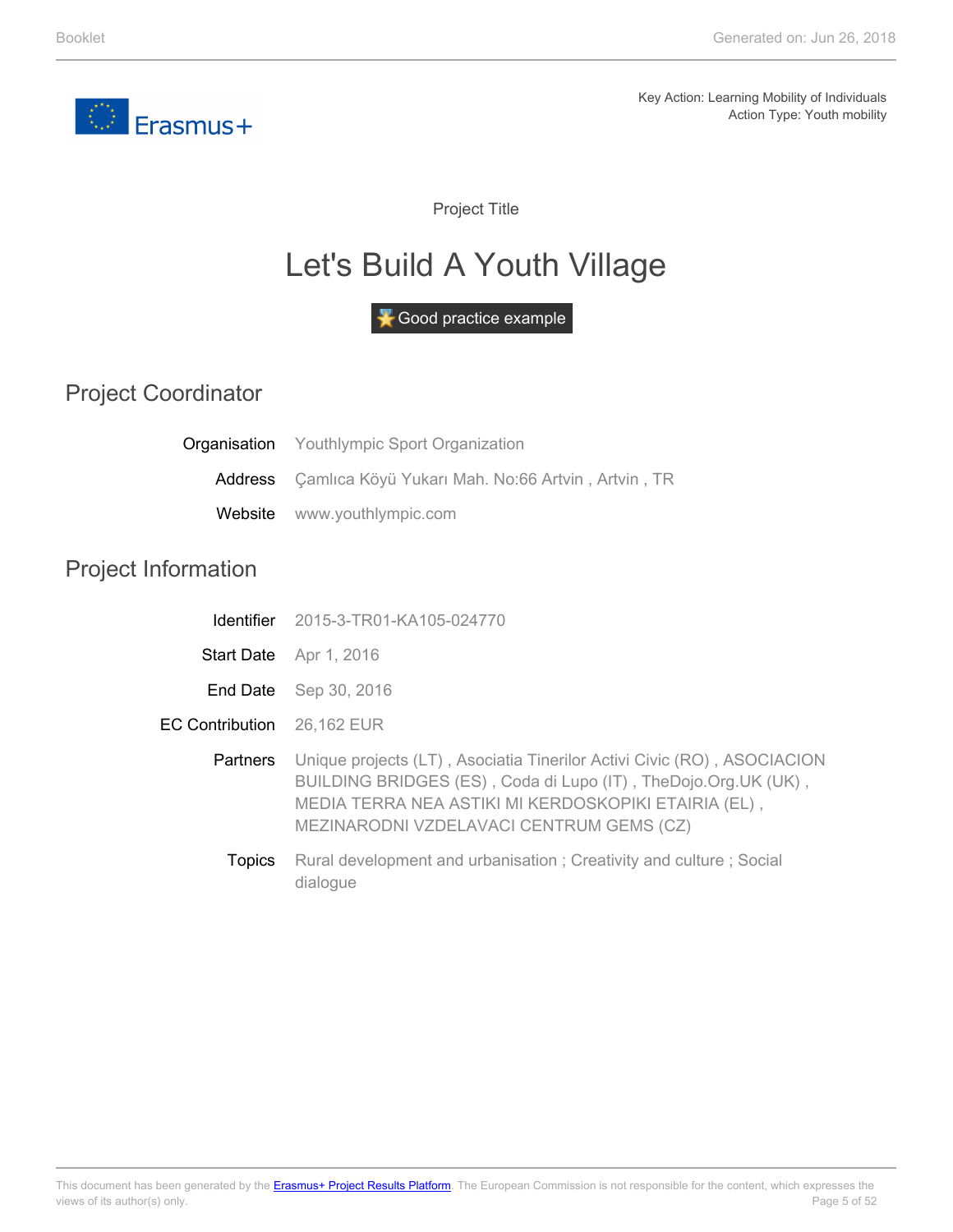Key Action: Learning Mobility of Individuals
Action Type: Youth mobility

Project Title

# Let's Build A Youth Village

Good practice example

## Project Coordinator

| | |
|---|---|
| Organisation | Youthlympic Sport Organization |
| Address | Çamlıca Köyü Yukarı Mah. No:66 Artvin , Artvin , TR |
| Website | www.youthlympic.com |

## Project Information

| | |
|---|---|
| Identifier | 2015-3-TR01-KA105-024770 |
| Start Date | Apr 1, 2016 |
| End Date | Sep 30, 2016 |
| EC Contribution | 26,162 EUR |
| Partners | Unique projects (LT) , Asociatia Tinerilor Activi Civic (RO) , ASOCIACION BUILDING BRIDGES (ES) , Coda di Lupo (IT) , TheDojo.Org.UK (UK) , MEDIA TERRA NEA ASTIKI MI KERDOSKOPIKI ETAIRIA (EL) , MEZINARODNI VZDELAVACI CENTRUM GEMS (CZ) |
| Topics | Rural development and urbanisation ; Creativity and culture ; Social dialogue |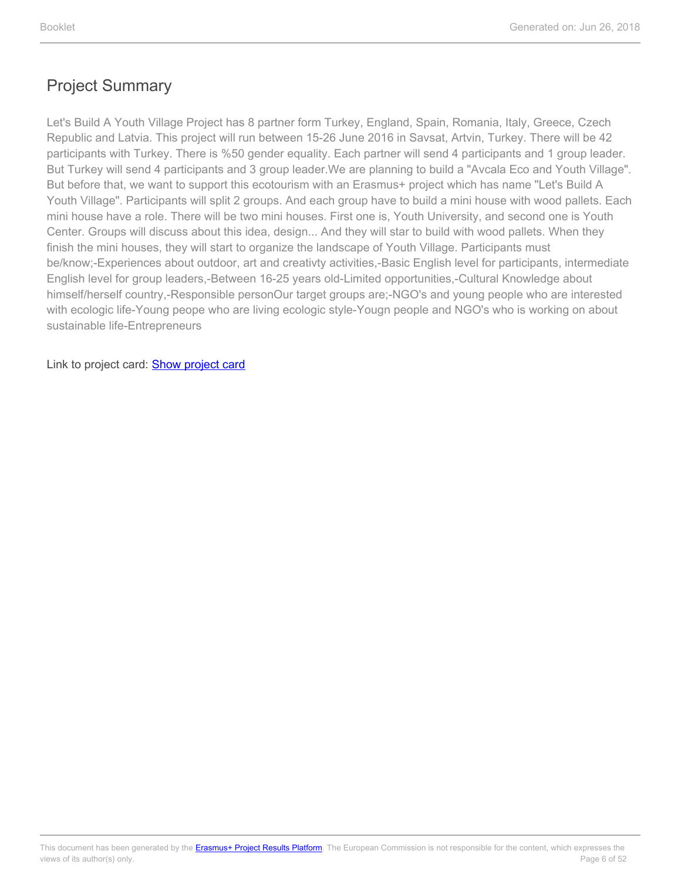# Project Summary

Let's Build A Youth Village Project has 8 partner form Turkey, England, Spain, Romania, Italy, Greece, Czech Republic and Latvia. This project will run between 15-26 June 2016 in Savsat, Artvin, Turkey. There will be 42 participants with Turkey. There is %50 gender equality. Each partner will send 4 participants and 1 group leader. But Turkey will send 4 participants and 3 group leader.We are planning to build a "Avcala Eco and Youth Village". But before that, we want to support this ecotourism with an Erasmus+ project which has name "Let's Build A Youth Village". Participants will split 2 groups. And each group have to build a mini house with wood pallets. Each mini house have a role. There will be two mini houses. First one is, Youth University, and second one is Youth Center. Groups will discuss about this idea, design... And they will star to build with wood pallets. When they finish the mini houses, they will start to organize the landscape of Youth Village. Participants must be/know;-Experiences about outdoor, art and creativty activities,-Basic English level for participants, intermediate English level for group leaders,-Between 16-25 years old-Limited opportunities,-Cultural Knowledge about himself/herself country,-Responsible personOur target groups are;-NGO's and young people who are interested with ecologic life-Young peope who are living ecologic style-Yougn people and NGO's who is working on about sustainable life-Entrepreneurs

Link to project card: Show project card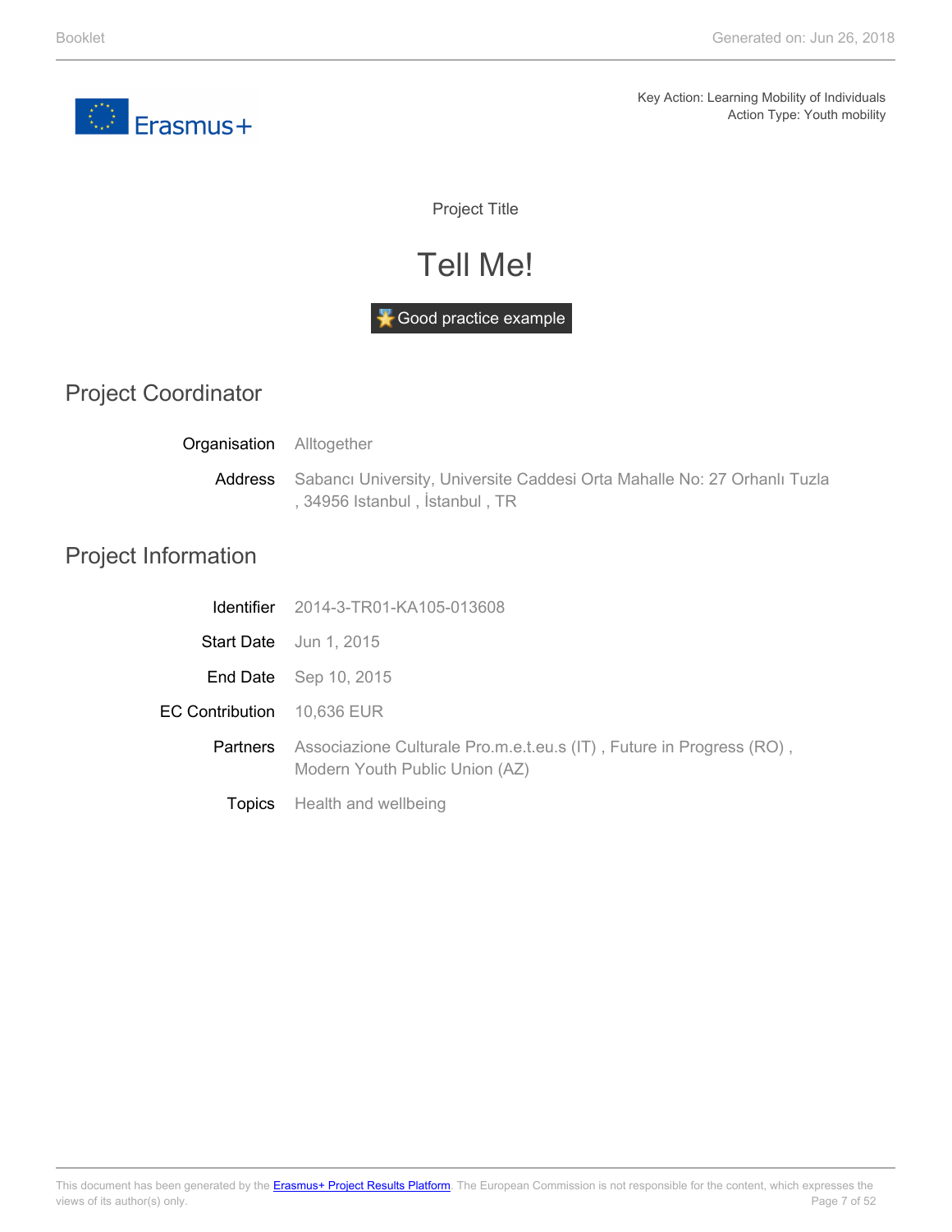Key Action: Learning Mobility of Individuals
Action Type: Youth mobility

Project Title

# Tell Me!

Good practice example

## Project Coordinator

**Organisation** Alltogether

**Address** Sabancı University, Universite Caddesi Orta Mahalle No: 27 Orhanlı Tuzla , 34956 Istanbul , İstanbul , TR

## Project Information

**Identifier** 2014-3-TR01-KA105-013608

**Start Date** Jun 1, 2015

**End Date** Sep 10, 2015

**EC Contribution** 10,636 EUR

**Partners** Associazione Culturale Pro.m.e.t.eu.s (IT) , Future in Progress (RO) , Modern Youth Public Union (AZ)

**Topics** Health and wellbeing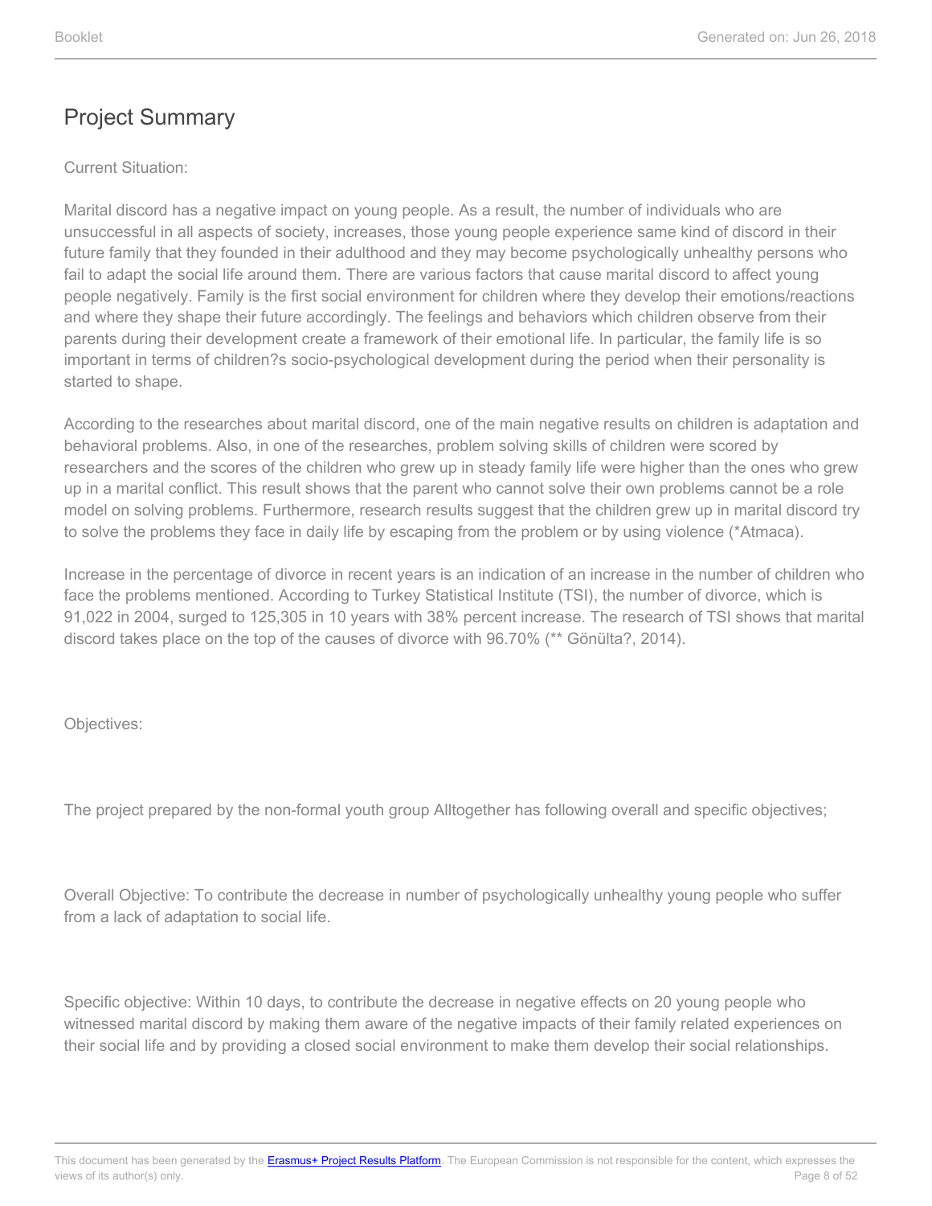# Project Summary

Current Situation:

Marital discord has a negative impact on young people. As a result, the number of individuals who are unsuccessful in all aspects of society, increases, those young people experience same kind of discord in their future family that they founded in their adulthood and they may become psychologically unhealthy persons who fail to adapt the social life around them. There are various factors that cause marital discord to affect young people negatively. Family is the first social environment for children where they develop their emotions/reactions and where they shape their future accordingly. The feelings and behaviors which children observe from their parents during their development create a framework of their emotional life. In particular, the family life is so important in terms of children?s socio-psychological development during the period when their personality is started to shape.

According to the researches about marital discord, one of the main negative results on children is adaptation and behavioral problems. Also, in one of the researches, problem solving skills of children were scored by researchers and the scores of the children who grew up in steady family life were higher than the ones who grew up in a marital conflict. This result shows that the parent who cannot solve their own problems cannot be a role model on solving problems. Furthermore, research results suggest that the children grew up in marital discord try to solve the problems they face in daily life by escaping from the problem or by using violence (*Atmaca).

Increase in the percentage of divorce in recent years is an indication of an increase in the number of children who face the problems mentioned. According to Turkey Statistical Institute (TSI), the number of divorce, which is 91,022 in 2004, surged to 125,305 in 10 years with 38% percent increase. The research of TSI shows that marital discord takes place on the top of the causes of divorce with 96.70% (** Gönülta?, 2014).

Objectives:

The project prepared by the non-formal youth group Alltogether has following overall and specific objectives;

Overall Objective: To contribute the decrease in number of psychologically unhealthy young people who suffer from a lack of adaptation to social life.

Specific objective: Within 10 days, to contribute the decrease in negative effects on 20 young people who witnessed marital discord by making them aware of the negative impacts of their family related experiences on their social life and by providing a closed social environment to make them develop their social relationships.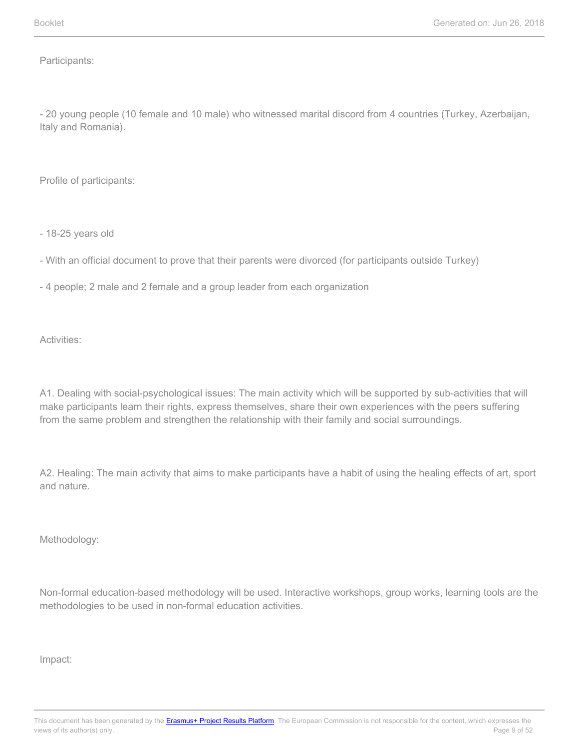Participants:

- 20 young people (10 female and 10 male) who witnessed marital discord from 4 countries (Turkey, Azerbaijan, Italy and Romania).

Profile of participants:

- 18-25 years old
- With an official document to prove that their parents were divorced (for participants outside Turkey)
- 4 people; 2 male and 2 female and a group leader from each organization

Activities:

A1. Dealing with social-psychological issues: The main activity which will be supported by sub-activities that will make participants learn their rights, express themselves, share their own experiences with the peers suffering from the same problem and strengthen the relationship with their family and social surroundings.

A2. Healing: The main activity that aims to make participants have a habit of using the healing effects of art, sport and nature.

Methodology:

Non-formal education-based methodology will be used. Interactive workshops, group works, learning tools are the methodologies to be used in non-formal education activities.

Impact: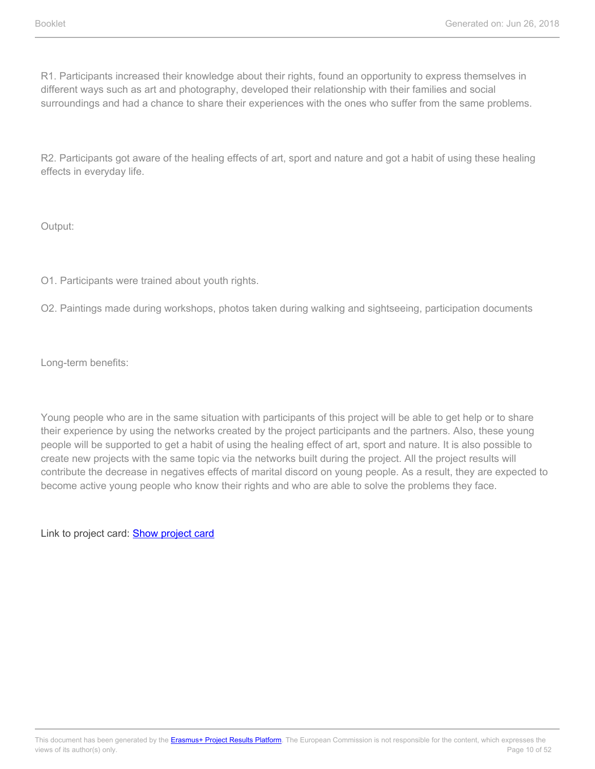R1. Participants increased their knowledge about their rights, found an opportunity to express themselves in different ways such as art and photography, developed their relationship with their families and social surroundings and had a chance to share their experiences with the ones who suffer from the same problems.

R2. Participants got aware of the healing effects of art, sport and nature and got a habit of using these healing effects in everyday life.

Output:

O1. Participants were trained about youth rights.

O2. Paintings made during workshops, photos taken during walking and sightseeing, participation documents

Long-term benefits:

Young people who are in the same situation with participants of this project will be able to get help or to share their experience by using the networks created by the project participants and the partners. Also, these young people will be supported to get a habit of using the healing effect of art, sport and nature. It is also possible to create new projects with the same topic via the networks built during the project. All the project results will contribute the decrease in negatives effects of marital discord on young people. As a result, they are expected to become active young people who know their rights and who are able to solve the problems they face.

Link to project card: [Show project card]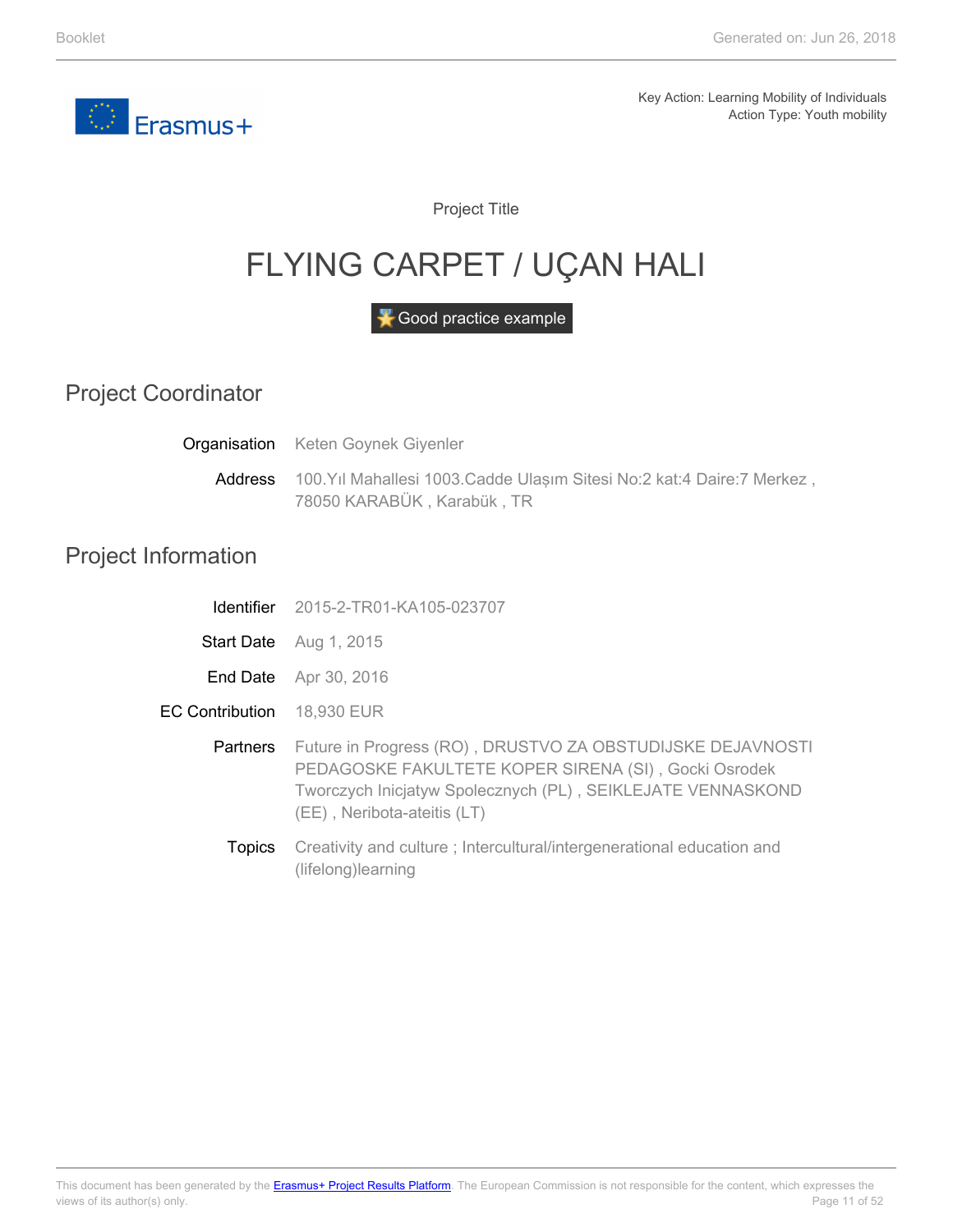Erasmus+

Key Action: Learning Mobility of Individuals
Action Type: Youth mobility

Project Title

# FLYING CARPET / UÇAN HALI

Good practice example

## Project Coordinator

**Organisation** Keten Goynek Giyenler

**Address** 100.Yıl Mahallesi 1003.Cadde Ulaşım Sitesi No:2 kat:4 Daire:7 Merkez , 78050 KARABÜK , Karabük , TR

## Project Information

**Identifier** 2015-2-TR01-KA105-023707

**Start Date** Aug 1, 2015

**End Date** Apr 30, 2016

**EC Contribution** 18,930 EUR

**Partners** Future in Progress (RO) , DRUSTVO ZA OBSTUDIJSKE DEJAVNOSTI PEDAGOSKE FAKULTETE KOPER SIRENA (SI) , Gocki Osrodek Tworczych Inicjatyw Spolecznych (PL) , SEIKLEJATE VENNASKOND (EE) , Neribota-ateitis (LT)

**Topics** Creativity and culture ; Intercultural/intergenerational education and (lifelong)learning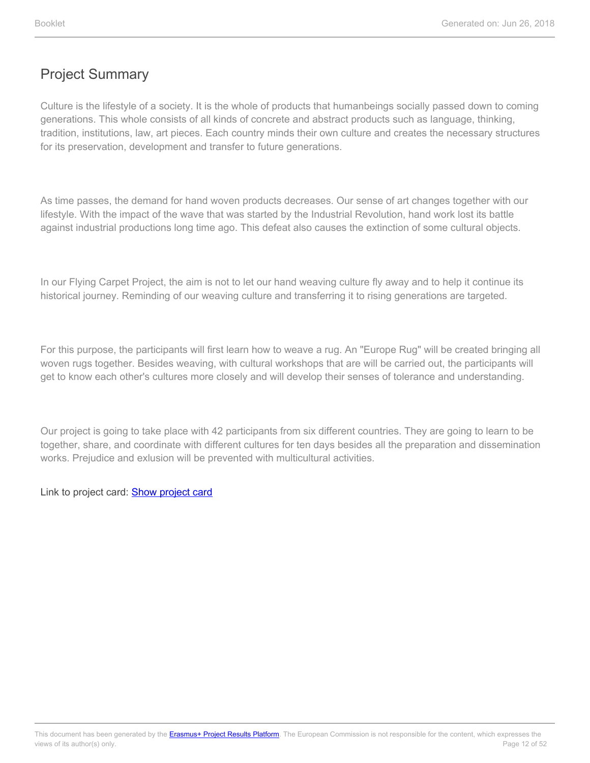## Project Summary

Culture is the lifestyle of a society. It is the whole of products that humanbeings socially passed down to coming generations. This whole consists of all kinds of concrete and abstract products such as language, thinking, tradition, institutions, law, art pieces. Each country minds their own culture and creates the necessary structures for its preservation, development and transfer to future generations.

As time passes, the demand for hand woven products decreases. Our sense of art changes together with our lifestyle. With the impact of the wave that was started by the Industrial Revolution, hand work lost its battle against industrial productions long time ago. This defeat also causes the extinction of some cultural objects.

In our Flying Carpet Project, the aim is not to let our hand weaving culture fly away and to help it continue its historical journey. Reminding of our weaving culture and transferring it to rising generations are targeted.

For this purpose, the participants will first learn how to weave a rug. An "Europe Rug" will be created bringing all woven rugs together. Besides weaving, with cultural workshops that are will be carried out, the participants will get to know each other's cultures more closely and will develop their senses of tolerance and understanding.

Our project is going to take place with 42 participants from six different countries. They are going to learn to be together, share, and coordinate with different cultures for ten days besides all the preparation and dissemination works. Prejudice and exlusion will be prevented with multicultural activities.

Link to project card: [Show project card]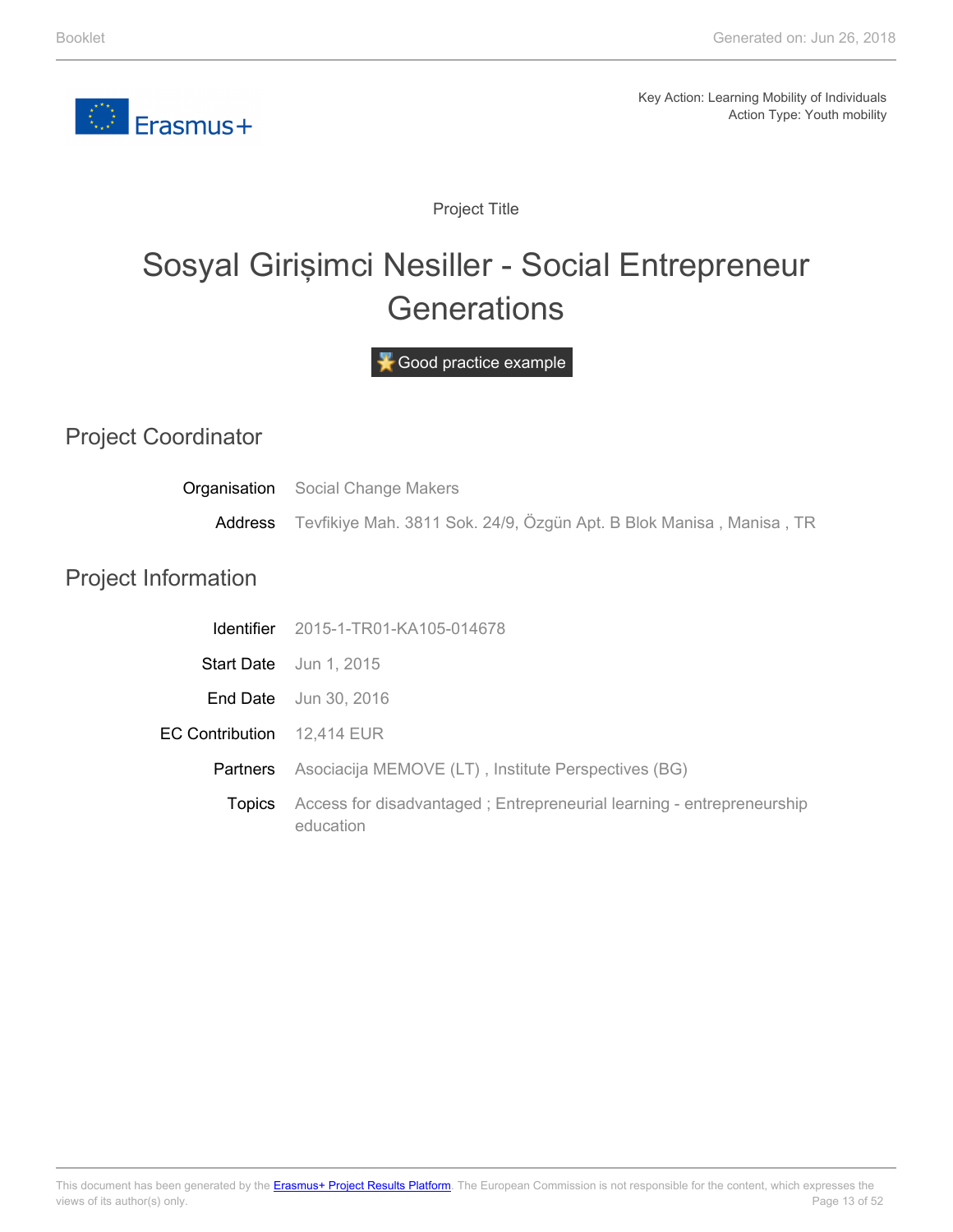Key Action: Learning Mobility of Individuals
Action Type: Youth mobility

Project Title

# Sosyal Girişimci Nesiller - Social Entrepreneur Generations

Good practice example

## Project Coordinator

**Organisation** Social Change Makers

**Address** Tevfikiye Mah. 3811 Sok. 24/9, Özgün Apt. B Blok Manisa , Manisa , TR

## Project Information

**Identifier** 2015-1-TR01-KA105-014678

**Start Date** Jun 1, 2015

**End Date** Jun 30, 2016

**EC Contribution** 12,414 EUR

**Partners** Asociacija MEMOVE (LT) , Institute Perspectives (BG)

**Topics** Access for disadvantaged ; Entrepreneurial learning - entrepreneurship education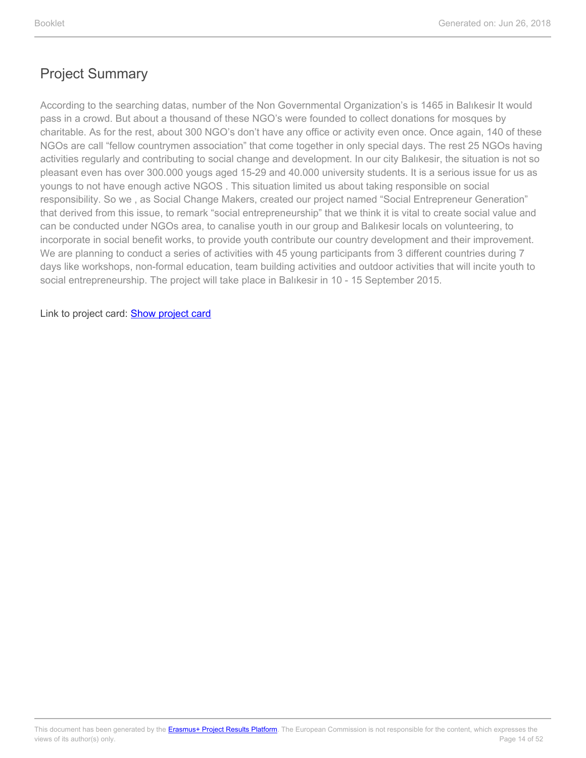## Project Summary

According to the searching datas, number of the Non Governmental Organization's is 1465 in Balıkesir It would pass in a crowd. But about a thousand of these NGO's were founded to collect donations for mosques by charitable. As for the rest, about 300 NGO's don't have any office or activity even once. Once again, 140 of these NGOs are call "fellow countrymen association" that come together in only special days. The rest 25 NGOs having activities regularly and contributing to social change and development. In our city Balıkesir, the situation is not so pleasant even has over 300.000 yougs aged 15-29 and 40.000 university students. It is a serious issue for us as youngs to not have enough active NGOS . This situation limited us about taking responsible on social responsibility. So we , as Social Change Makers, created our project named "Social Entrepreneur Generation" that derived from this issue, to remark "social entrepreneurship" that we think it is vital to create social value and can be conducted under NGOs area, to canalise youth in our group and Balıkesir locals on volunteering, to incorporate in social benefit works, to provide youth contribute our country development and their improvement. We are planning to conduct a series of activities with 45 young participants from 3 different countries during 7 days like workshops, non-formal education, team building activities and outdoor activities that will incite youth to social entrepreneurship. The project will take place in Balıkesir in 10 - 15 September 2015.

Link to project card: Show project card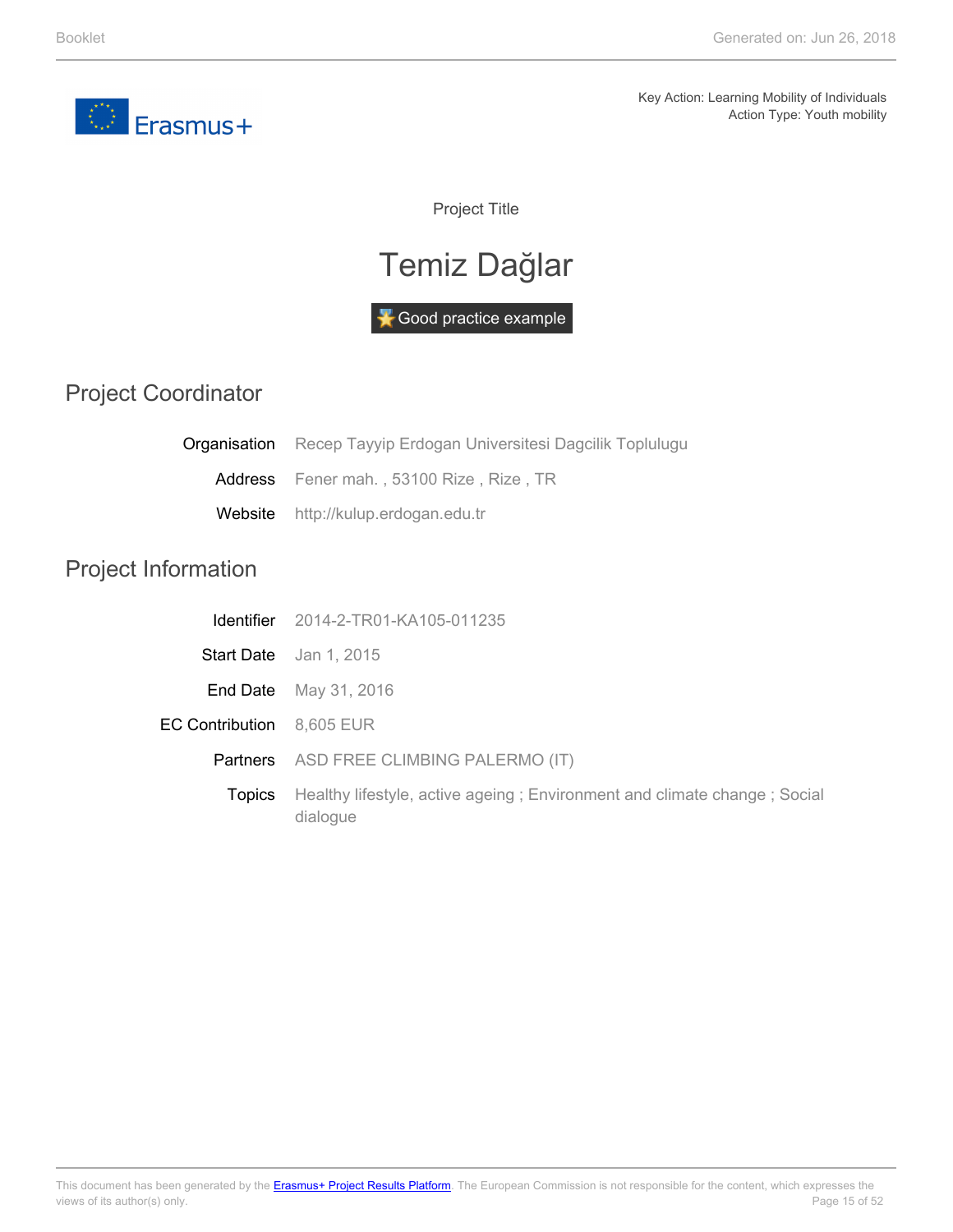Key Action: Learning Mobility of Individuals
Action Type: Youth mobility

Project Title

# Temiz Dağlar

Good practice example

## Project Coordinator

| | |
|---|---|
| Organisation | Recep Tayyip Erdogan Universitesi Dagcilik Toplulugu |
| Address | Fener mah. , 53100 Rize , Rize , TR |
| Website | http://kulup.erdogan.edu.tr |

## Project Information

| | |
|---|---|
| Identifier | 2014-2-TR01-KA105-011235 |
| Start Date | Jan 1, 2015 |
| End Date | May 31, 2016 |
| EC Contribution | 8,605 EUR |
| Partners | ASD FREE CLIMBING PALERMO (IT) |
| Topics | Healthy lifestyle, active ageing ; Environment and climate change ; Social dialogue |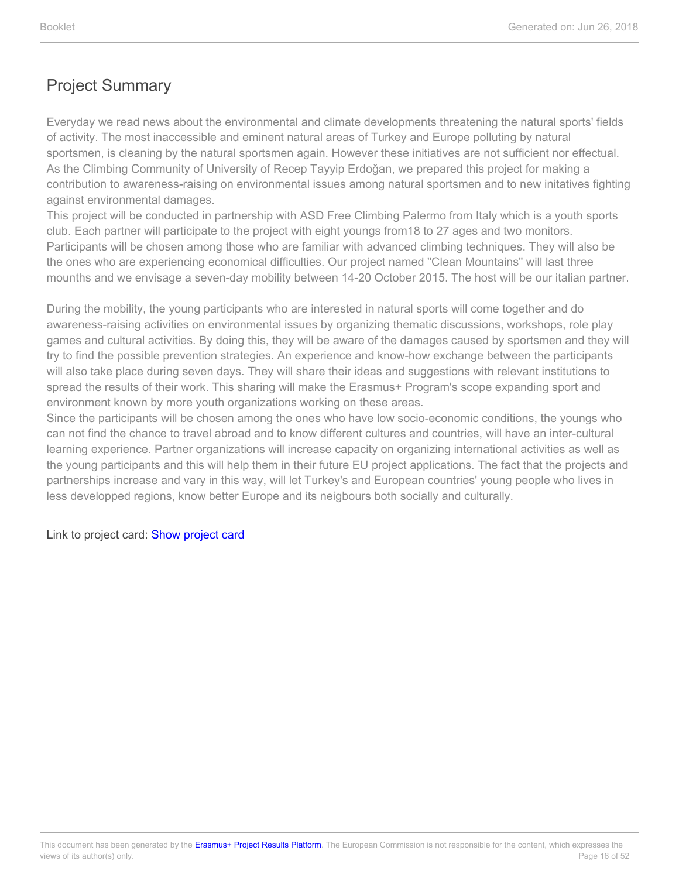## Project Summary

Everyday we read news about the environmental and climate developments threatening the natural sports' fields of activity. The most inaccessible and eminent natural areas of Turkey and Europe polluting by natural sportsmen, is cleaning by the natural sportsmen again. However these initiatives are not sufficient nor effectual. As the Climbing Community of University of Recep Tayyip Erdoğan, we prepared this project for making a contribution to awareness-raising on environmental issues among natural sportsmen and to new initatives fighting against environmental damages.
This project will be conducted in partnership with ASD Free Climbing Palermo from Italy which is a youth sports club. Each partner will participate to the project with eight youngs from18 to 27 ages and two monitors. Participants will be chosen among those who are familiar with advanced climbing techniques. They will also be the ones who are experiencing economical difficulties. Our project named "Clean Mountains" will last three mounths and we envisage a seven-day mobility between 14-20 October 2015. The host will be our italian partner.

During the mobility, the young participants who are interested in natural sports will come together and do awareness-raising activities on environmental issues by organizing thematic discussions, workshops, role play games and cultural activities. By doing this, they will be aware of the damages caused by sportsmen and they will try to find the possible prevention strategies. An experience and know-how exchange between the participants will also take place during seven days. They will share their ideas and suggestions with relevant institutions to spread the results of their work. This sharing will make the Erasmus+ Program's scope expanding sport and environment known by more youth organizations working on these areas.
Since the participants will be chosen among the ones who have low socio-economic conditions, the youngs who can not find the chance to travel abroad and to know different cultures and countries, will have an inter-cultural learning experience. Partner organizations will increase capacity on organizing international activities as well as the young participants and this will help them in their future EU project applications. The fact that the projects and partnerships increase and vary in this way, will let Turkey's and European countries' young people who lives in less developped regions, know better Europe and its neigbours both socially and culturally.

Link to project card: Show project card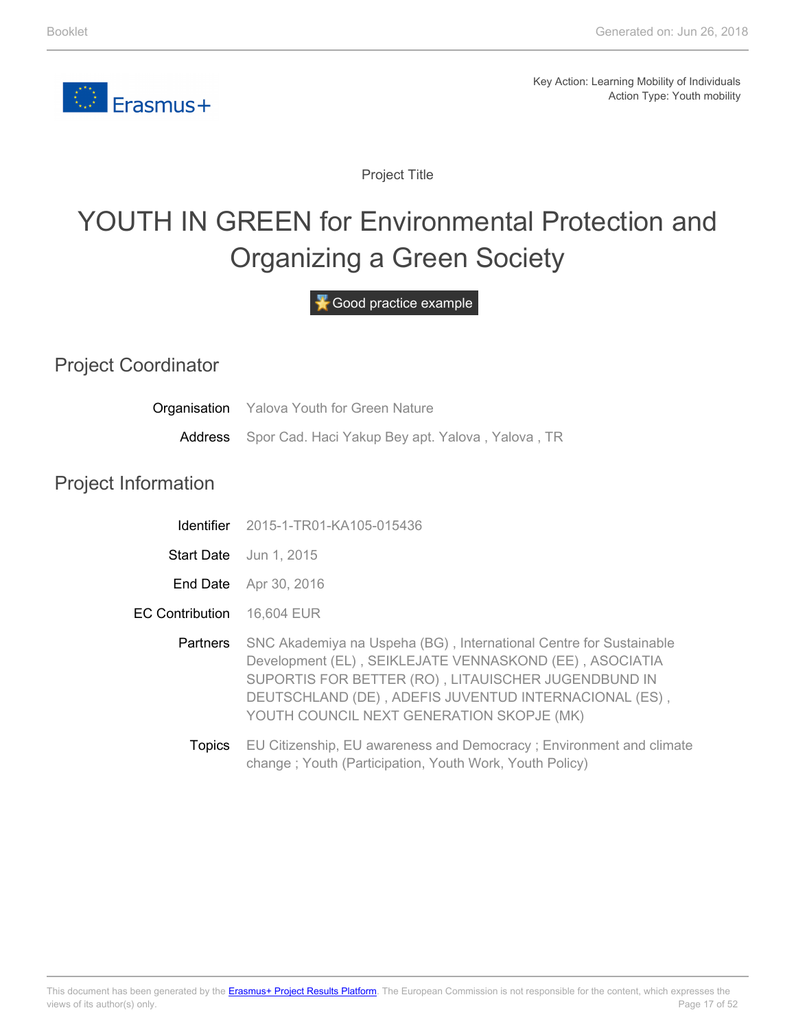Key Action: Learning Mobility of Individuals
Action Type: Youth mobility

Project Title

# YOUTH IN GREEN for Environmental Protection and Organizing a Green Society

Good practice example

## Project Coordinator

**Organisation** Yalova Youth for Green Nature

**Address** Spor Cad. Haci Yakup Bey apt. Yalova , Yalova , TR

## Project Information

**Identifier** 2015-1-TR01-KA105-015436

**Start Date** Jun 1, 2015

**End Date** Apr 30, 2016

**EC Contribution** 16,604 EUR

**Partners** SNC Akademiya na Uspeha (BG) , International Centre for Sustainable Development (EL) , SEIKLEJATE VENNASKOND (EE) , ASOCIATIA SUPORTIS FOR BETTER (RO) , LITAUISCHER JUGENDBUND IN DEUTSCHLAND (DE) , ADEFIS JUVENTUD INTERNACIONAL (ES) , YOUTH COUNCIL NEXT GENERATION SKOPJE (MK)

**Topics** EU Citizenship, EU awareness and Democracy ; Environment and climate change ; Youth (Participation, Youth Work, Youth Policy)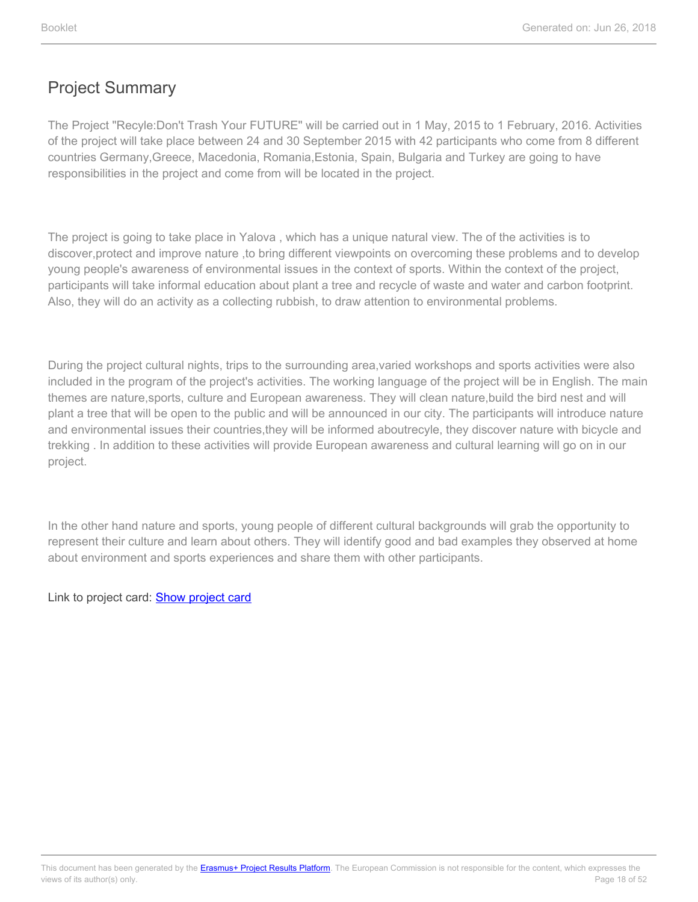## Project Summary

The Project "Recyle:Don't Trash Your FUTURE" will be carried out in 1 May, 2015 to 1 February, 2016. Activities of the project will take place between 24 and 30 September 2015 with 42 participants who come from 8 different countries Germany,Greece, Macedonia, Romania,Estonia, Spain, Bulgaria and Turkey are going to have responsibilities in the project and come from will be located in the project.

The project is going to take place in Yalova , which has a unique natural view. The of the activities is to discover,protect and improve nature ,to bring different viewpoints on overcoming these problems and to develop young people's awareness of environmental issues in the context of sports. Within the context of the project, participants will take informal education about plant a tree and recycle of waste and water and carbon footprint. Also, they will do an activity as a collecting rubbish, to draw attention to environmental problems.

During the project cultural nights, trips to the surrounding area,varied workshops and sports activities were also included in the program of the project's activities. The working language of the project will be in English. The main themes are nature,sports, culture and European awareness. They will clean nature,build the bird nest and will plant a tree that will be open to the public and will be announced in our city. The participants will introduce nature and environmental issues their countries,they will be informed aboutrecyle, they discover nature with bicycle and trekking . In addition to these activities will provide European awareness and cultural learning will go on in our project.

In the other hand nature and sports, young people of different cultural backgrounds will grab the opportunity to represent their culture and learn about others. They will identify good and bad examples they observed at home about environment and sports experiences and share them with other participants.

Link to project card: Show project card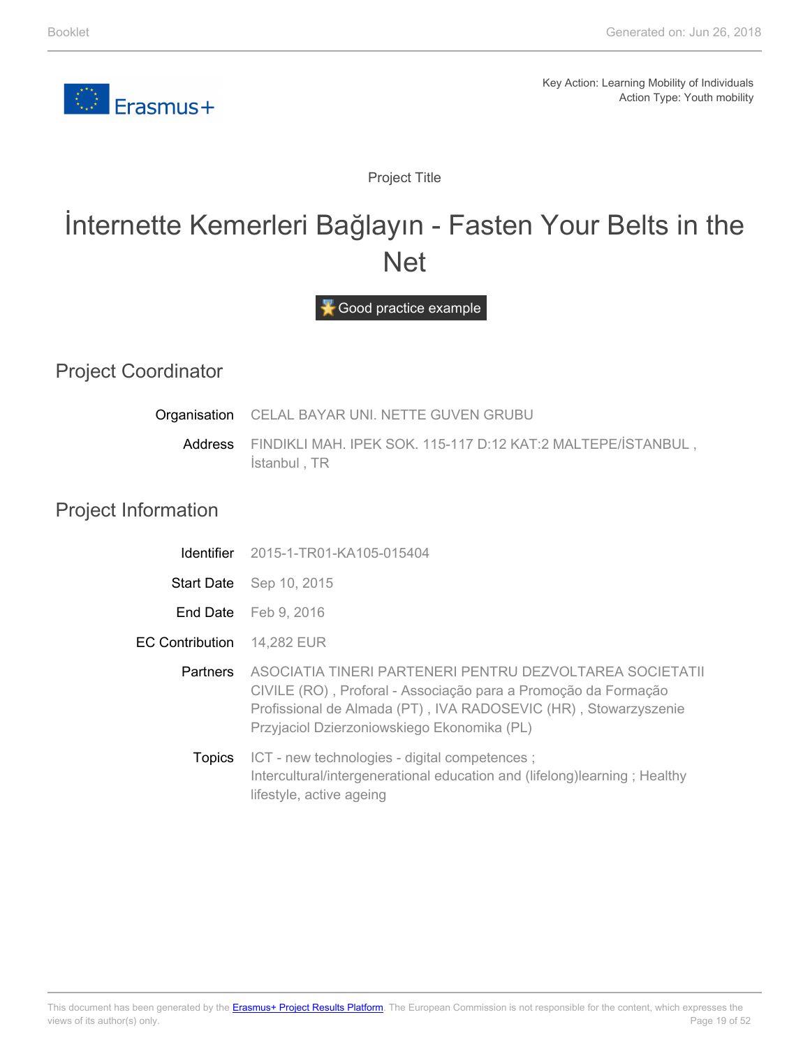Key Action: Learning Mobility of Individuals
Action Type: Youth mobility

Project Title

# İnternette Kemerleri Bağlayın - Fasten Your Belts in the Net

Good practice example

## Project Coordinator

**Organisation** CELAL BAYAR UNI. NETTE GUVEN GRUBU

**Address** FINDIKLI MAH. IPEK SOK. 115-117 D:12 KAT:2 MALTEPE/İSTANBUL , İstanbul , TR

## Project Information

**Identifier** 2015-1-TR01-KA105-015404

**Start Date** Sep 10, 2015

**End Date** Feb 9, 2016

**EC Contribution** 14,282 EUR

**Partners** ASOCIATIA TINERI PARTENERI PENTRU DEZVOLTAREA SOCIETATII CIVILE (RO) , Proforal - Associação para a Promoção da Formação Profissional de Almada (PT) , IVA RADOSEVIC (HR) , Stowarzyszenie Przyjaciol Dzierzoniowskiego Ekonomika (PL)

**Topics** ICT - new technologies - digital competences ; Intercultural/intergenerational education and (lifelong)learning ; Healthy lifestyle, active ageing

This document has been generated by the Erasmus+ Project Results Platform. The European Commission is not responsible for the content, which expresses the views of its author(s) only.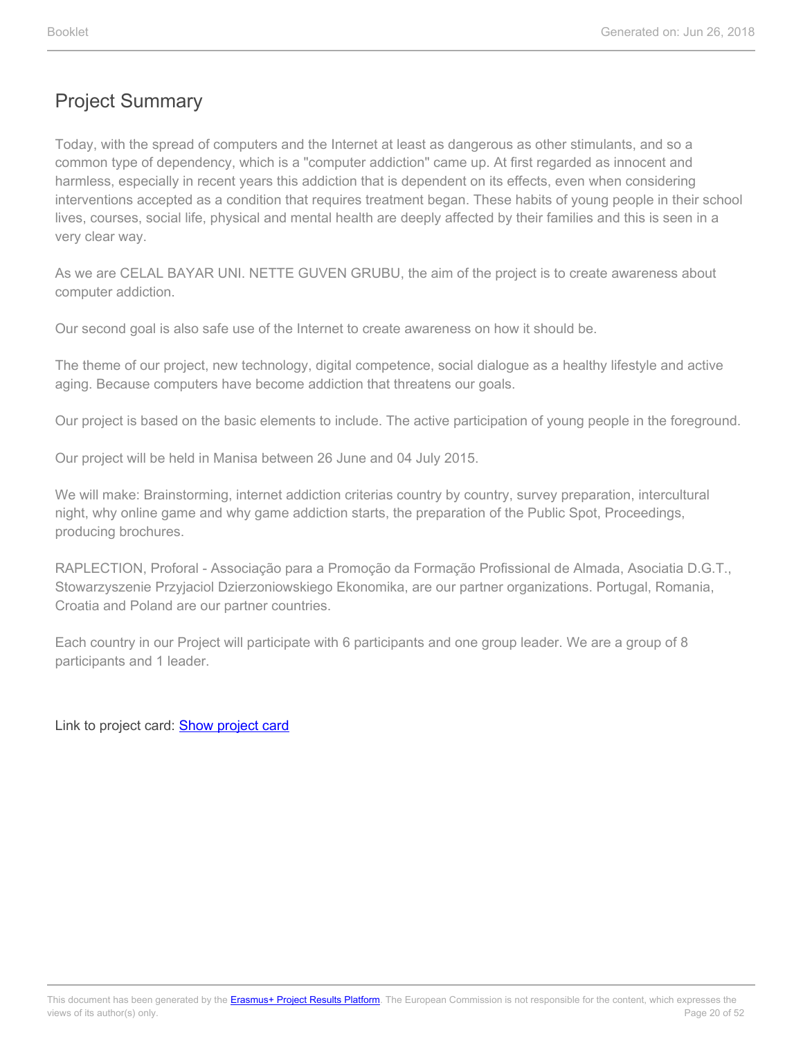## Project Summary

Today, with the spread of computers and the Internet at least as dangerous as other stimulants, and so a common type of dependency, which is a "computer addiction" came up. At first regarded as innocent and harmless, especially in recent years this addiction that is dependent on its effects, even when considering interventions accepted as a condition that requires treatment began. These habits of young people in their school lives, courses, social life, physical and mental health are deeply affected by their families and this is seen in a very clear way.

As we are CELAL BAYAR UNI. NETTE GUVEN GRUBU, the aim of the project is to create awareness about computer addiction.

Our second goal is also safe use of the Internet to create awareness on how it should be.

The theme of our project, new technology, digital competence, social dialogue as a healthy lifestyle and active aging. Because computers have become addiction that threatens our goals.

Our project is based on the basic elements to include. The active participation of young people in the foreground.

Our project will be held in Manisa between 26 June and 04 July 2015.

We will make: Brainstorming, internet addiction criterias country by country, survey preparation, intercultural night, why online game and why game addiction starts, the preparation of the Public Spot, Proceedings, producing brochures.

RAPLECTION, Proforal - Associação para a Promoção da Formação Profissional de Almada, Asociatia D.G.T., Stowarzyszenie Przyjaciol Dzierzoniowskiego Ekonomika, are our partner organizations. Portugal, Romania, Croatia and Poland are our partner countries.

Each country in our Project will participate with 6 participants and one group leader. We are a group of 8 participants and 1 leader.

Link to project card: Show project card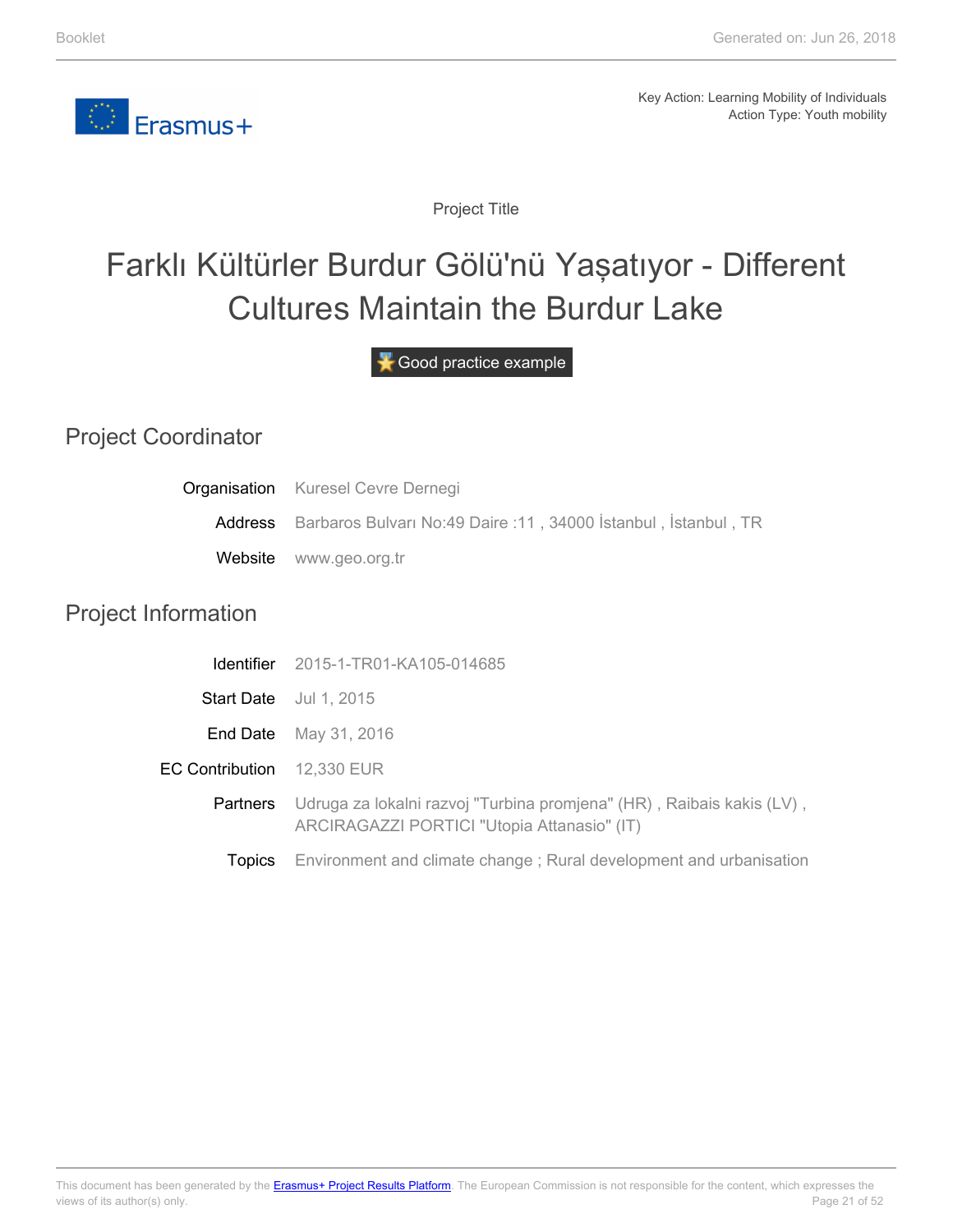Key Action: Learning Mobility of Individuals
Action Type: Youth mobility

Project Title

# Farklı Kültürler Burdur Gölü'nü Yaşatıyor - Different Cultures Maintain the Burdur Lake

Good practice example

## Project Coordinator

| | |
|---|---|
| Organisation | Kuresel Cevre Dernegi |
| Address | Barbaros Bulvarı No:49 Daire :11 , 34000 İstanbul , İstanbul , TR |
| Website | www.geo.org.tr |

## Project Information

| | |
|---|---|
| Identifier | 2015-1-TR01-KA105-014685 |
| Start Date | Jul 1, 2015 |
| End Date | May 31, 2016 |
| EC Contribution | 12,330 EUR |
| Partners | Udruga za lokalni razvoj "Turbina promjena" (HR) , Raibais kakis (LV) , ARCIRAGAZZI PORTICI "Utopia Attanasio" (IT) |
| Topics | Environment and climate change ; Rural development and urbanisation |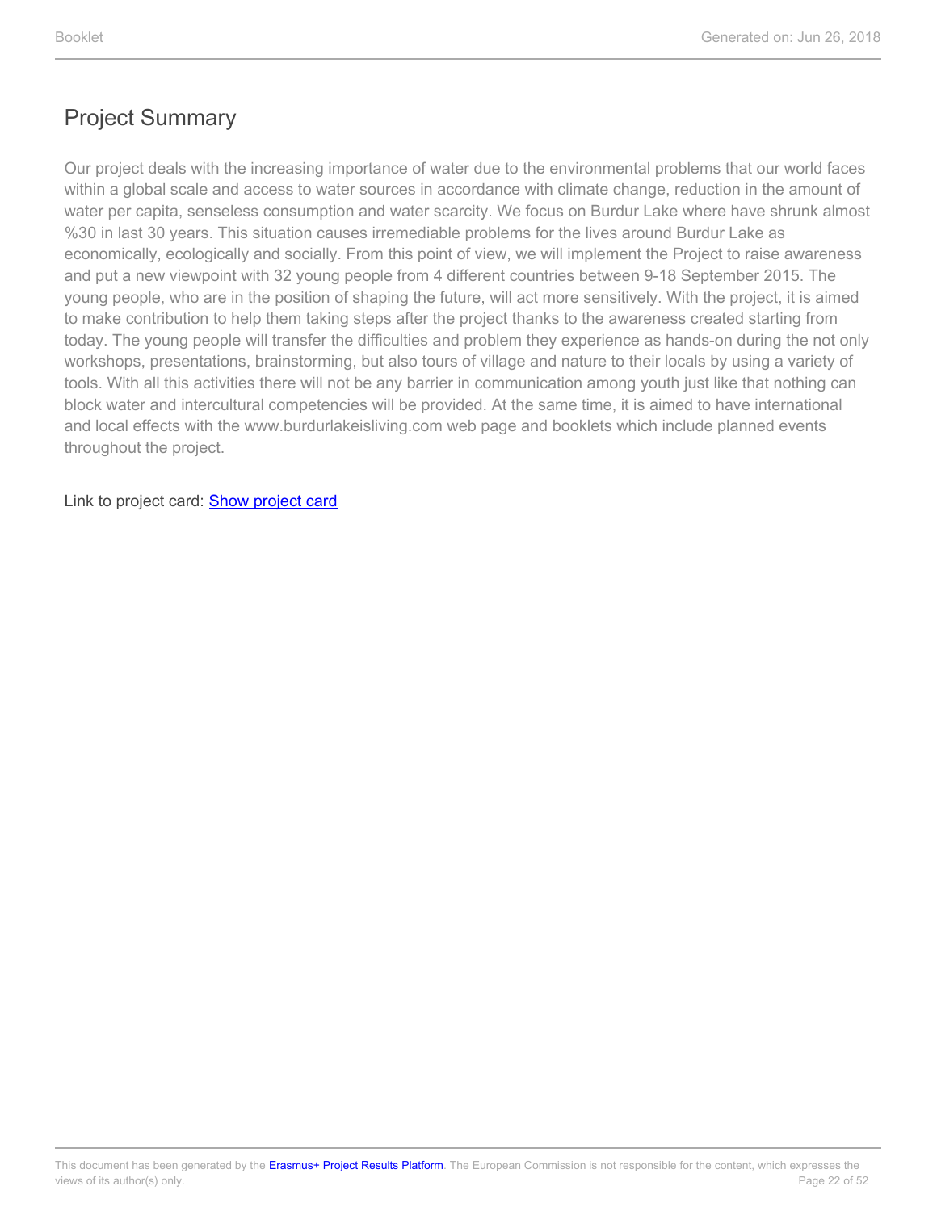## Project Summary

Our project deals with the increasing importance of water due to the environmental problems that our world faces within a global scale and access to water sources in accordance with climate change, reduction in the amount of water per capita, senseless consumption and water scarcity. We focus on Burdur Lake where have shrunk almost %30 in last 30 years. This situation causes irremediable problems for the lives around Burdur Lake as economically, ecologically and socially. From this point of view, we will implement the Project to raise awareness and put a new viewpoint with 32 young people from 4 different countries between 9-18 September 2015. The young people, who are in the position of shaping the future, will act more sensitively. With the project, it is aimed to make contribution to help them taking steps after the project thanks to the awareness created starting from today. The young people will transfer the difficulties and problem they experience as hands-on during the not only workshops, presentations, brainstorming, but also tours of village and nature to their locals by using a variety of tools. With all this activities there will not be any barrier in communication among youth just like that nothing can block water and intercultural competencies will be provided. At the same time, it is aimed to have international and local effects with the www.burdurlakeisliving.com web page and booklets which include planned events throughout the project.

Link to project card: Show project card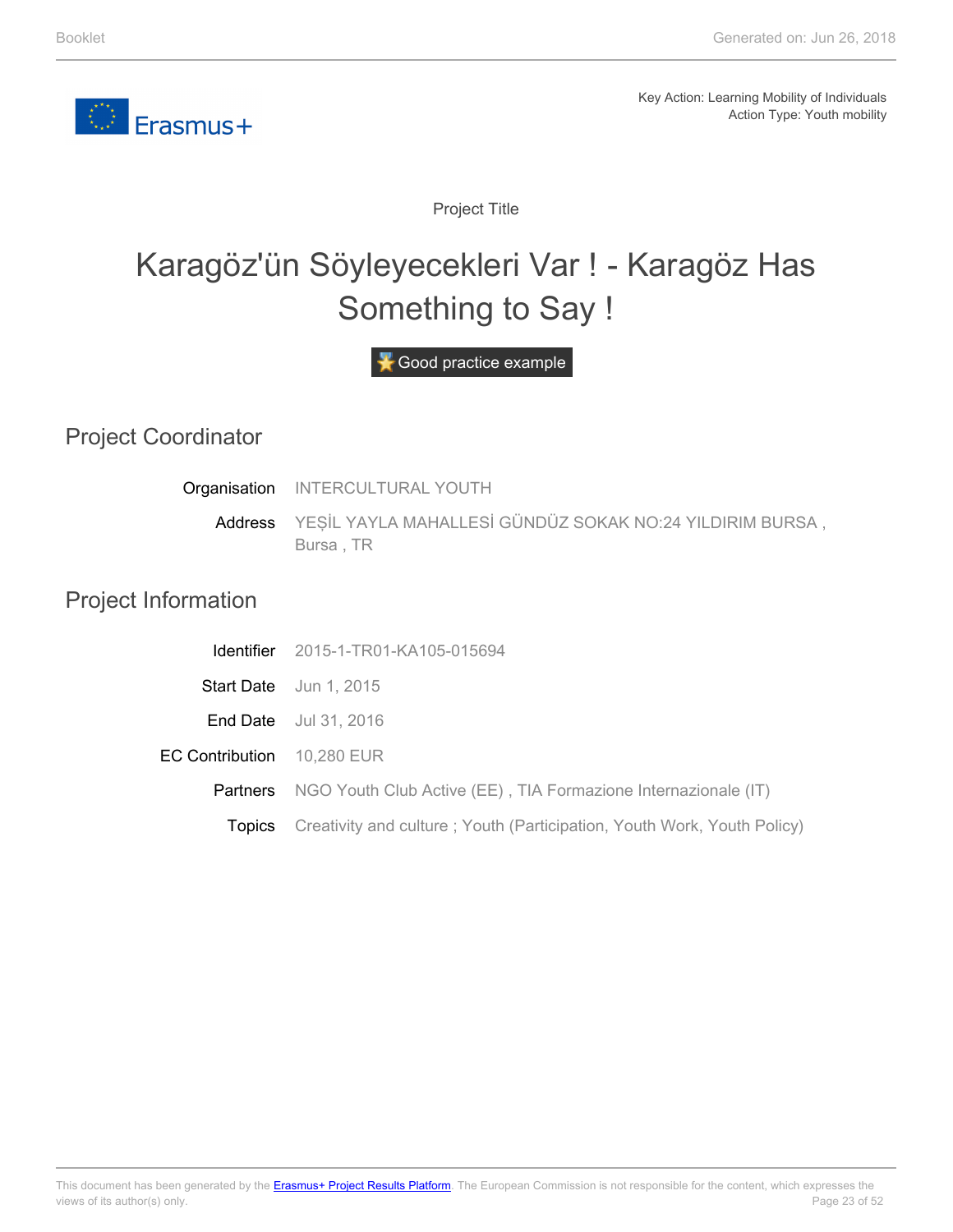Key Action: Learning Mobility of Individuals
Action Type: Youth mobility

Project Title

# Karagöz'ün Söyleyecekleri Var ! - Karagöz Has Something to Say !

Good practice example

## Project Coordinator

| | |
|---|---|
| Organisation | INTERCULTURAL YOUTH |
| Address | YEŞİL YAYLA MAHALLESİ GÜNDÜZ SOKAK NO:24 YILDIRIM BURSA , Bursa , TR |

## Project Information

| | |
|---|---|
| Identifier | 2015-1-TR01-KA105-015694 |
| Start Date | Jun 1, 2015 |
| End Date | Jul 31, 2016 |
| EC Contribution | 10,280 EUR |
| Partners | NGO Youth Club Active (EE) , TIA Formazione Internazionale (IT) |
| Topics | Creativity and culture ; Youth (Participation, Youth Work, Youth Policy) |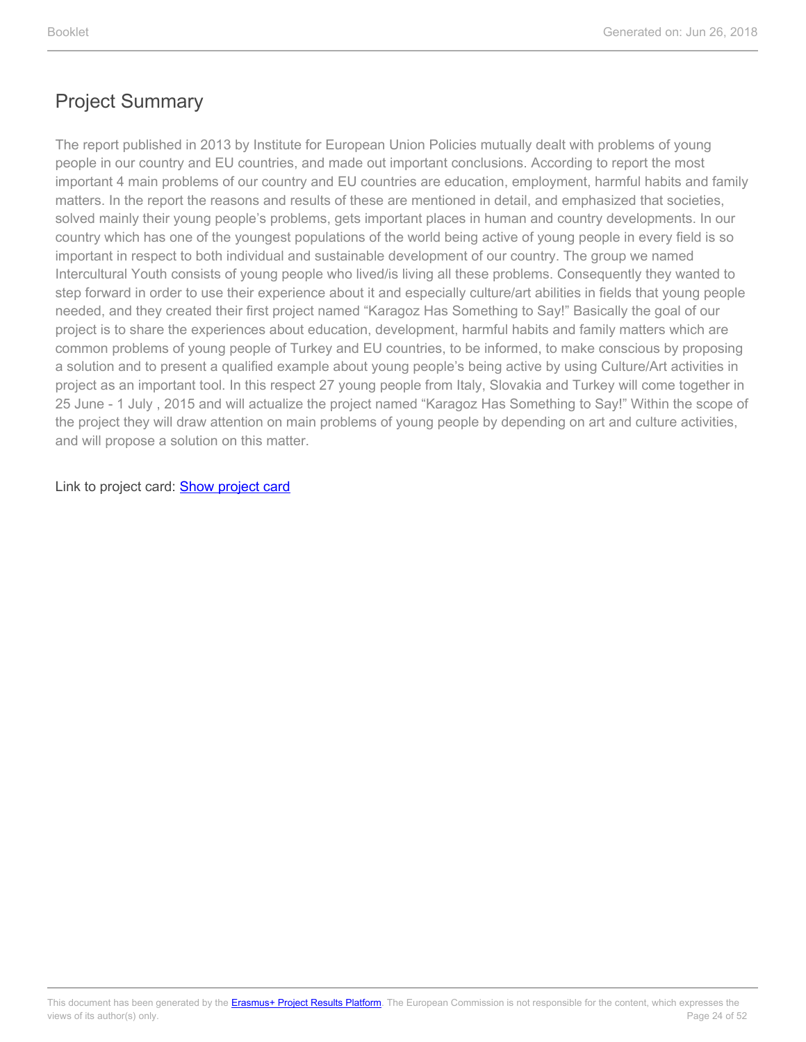## Project Summary

The report published in 2013 by Institute for European Union Policies mutually dealt with problems of young people in our country and EU countries, and made out important conclusions. According to report the most important 4 main problems of our country and EU countries are education, employment, harmful habits and family matters. In the report the reasons and results of these are mentioned in detail, and emphasized that societies, solved mainly their young people's problems, gets important places in human and country developments. In our country which has one of the youngest populations of the world being active of young people in every field is so important in respect to both individual and sustainable development of our country. The group we named Intercultural Youth consists of young people who lived/is living all these problems. Consequently they wanted to step forward in order to use their experience about it and especially culture/art abilities in fields that young people needed, and they created their first project named "Karagoz Has Something to Say!" Basically the goal of our project is to share the experiences about education, development, harmful habits and family matters which are common problems of young people of Turkey and EU countries, to be informed, to make conscious by proposing a solution and to present a qualified example about young people's being active by using Culture/Art activities in project as an important tool. In this respect 27 young people from Italy, Slovakia and Turkey will come together in 25 June - 1 July , 2015 and will actualize the project named "Karagoz Has Something to Say!" Within the scope of the project they will draw attention on main problems of young people by depending on art and culture activities, and will propose a solution on this matter.

Link to project card: Show project card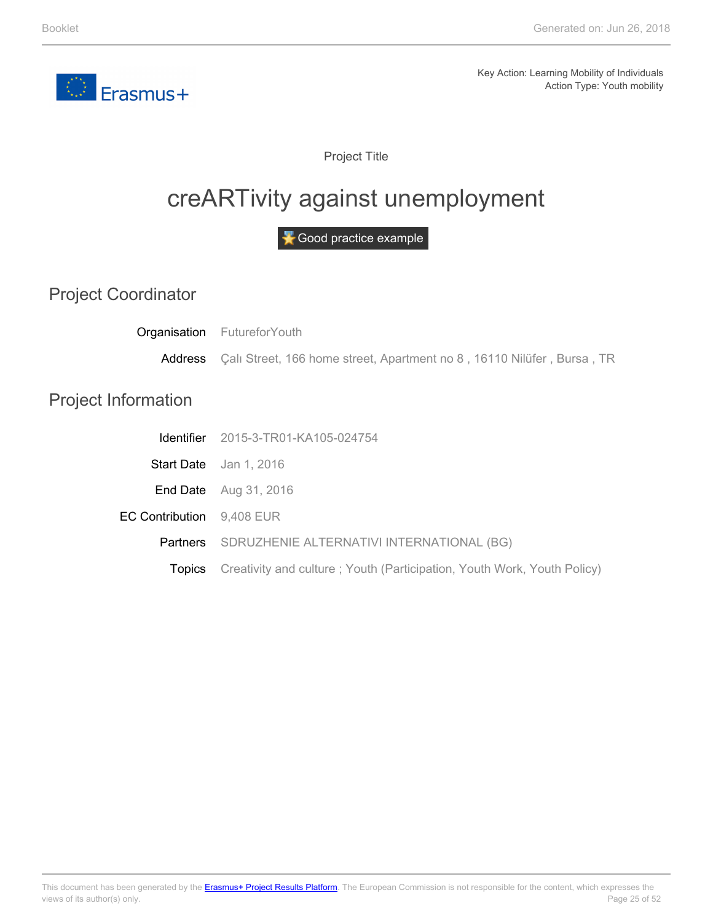Key Action: Learning Mobility of Individuals
Action Type: Youth mobility

Project Title

# creARTivity against unemployment

Good practice example

## Project Coordinator

| | |
|---|---|
| Organisation | FutureforYouth |
| Address | Çalı Street, 166 home street, Apartment no 8 , 16110 Nilüfer , Bursa , TR |

## Project Information

| | |
|---|---|
| Identifier | 2015-3-TR01-KA105-024754 |
| Start Date | Jan 1, 2016 |
| End Date | Aug 31, 2016 |
| EC Contribution | 9,408 EUR |
| Partners | SDRUZHENIE ALTERNATIVI INTERNATIONAL (BG) |
| Topics | Creativity and culture ; Youth (Participation, Youth Work, Youth Policy) |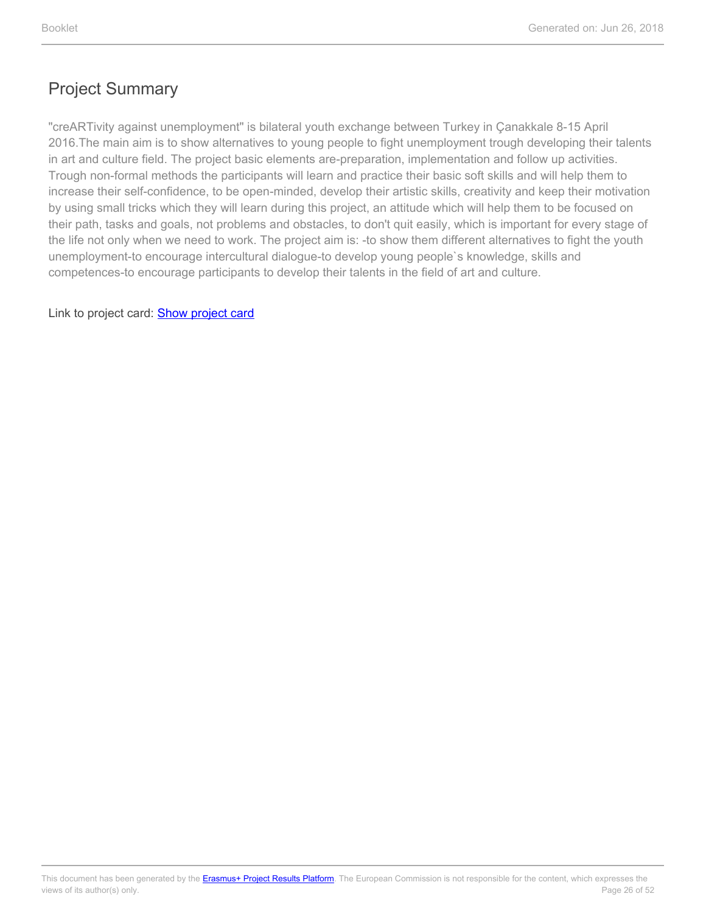## Project Summary

"creARTivity against unemployment" is bilateral youth exchange between Turkey in Çanakkale 8-15 April 2016.The main aim is to show alternatives to young people to fight unemployment trough developing their talents in art and culture field. The project basic elements are-preparation, implementation and follow up activities. Trough non-formal methods the participants will learn and practice their basic soft skills and will help them to increase their self-confidence, to be open-minded, develop their artistic skills, creativity and keep their motivation by using small tricks which they will learn during this project, an attitude which will help them to be focused on their path, tasks and goals, not problems and obstacles, to don't quit easily, which is important for every stage of the life not only when we need to work. The project aim is: -to show them different alternatives to fight the youth unemployment-to encourage intercultural dialogue-to develop young people`s knowledge, skills and competences-to encourage participants to develop their talents in the field of art and culture.

Link to project card: Show project card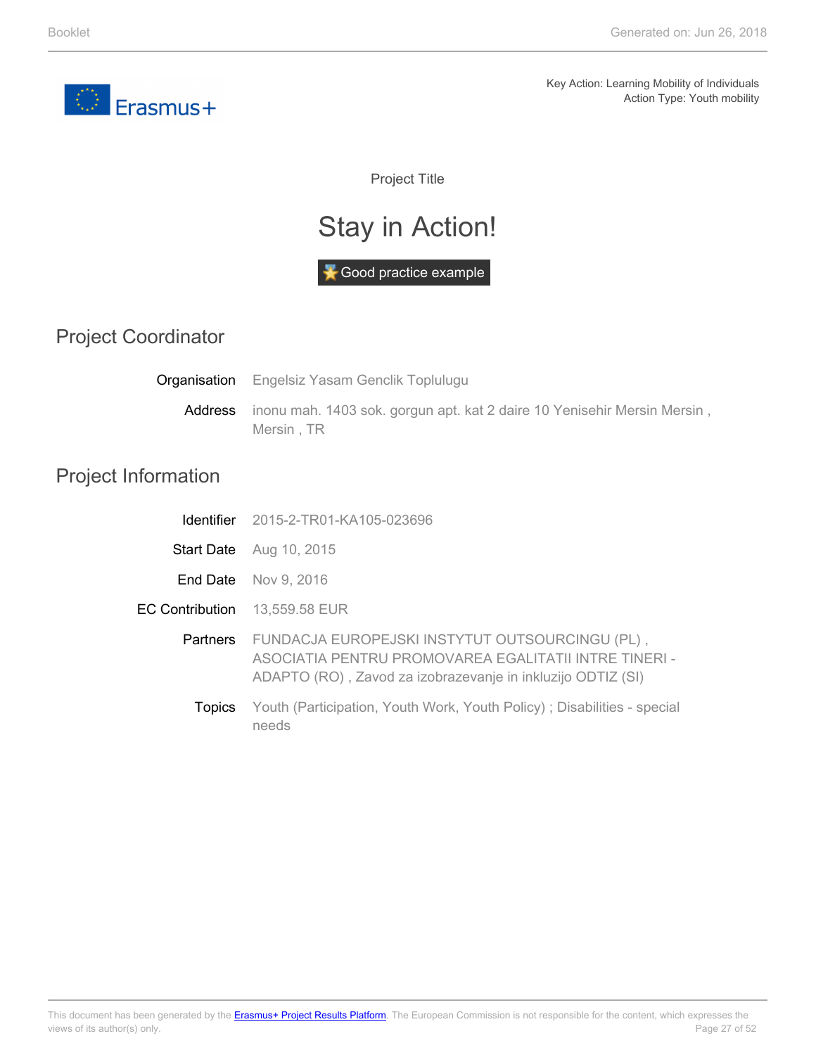Key Action: Learning Mobility of Individuals
Action Type: Youth mobility

Project Title

# Stay in Action!

Good practice example

## Project Coordinator

**Organisation** Engelsiz Yasam Genclik Toplulugu

**Address** inonu mah. 1403 sok. gorgun apt. kat 2 daire 10 Yenisehir Mersin Mersin , Mersin , TR

## Project Information

**Identifier** 2015-2-TR01-KA105-023696

**Start Date** Aug 10, 2015

**End Date** Nov 9, 2016

**EC Contribution** 13,559.58 EUR

**Partners** FUNDACJA EUROPEJSKI INSTYTUT OUTSOURCINGU (PL) , ASOCIATIA PENTRU PROMOVAREA EGALITATII INTRE TINERI - ADAPTO (RO) , Zavod za izobrazevanje in inkluzijo ODTIZ (SI)

**Topics** Youth (Participation, Youth Work, Youth Policy) ; Disabilities - special needs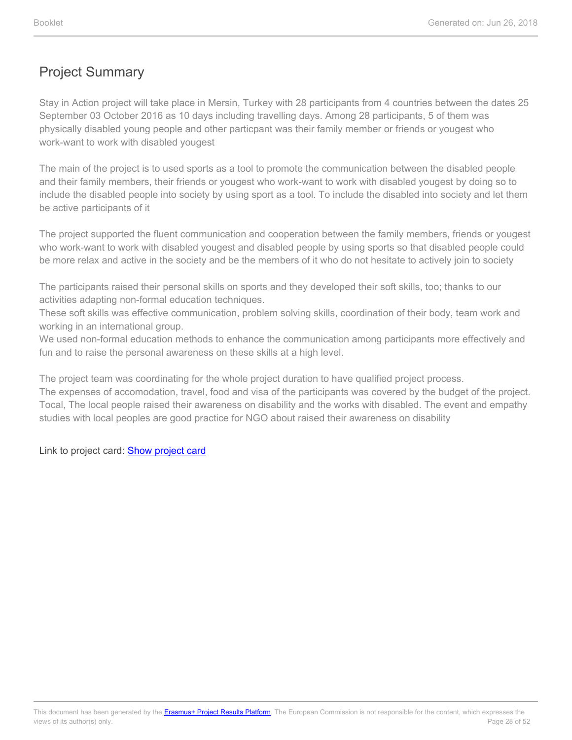## Project Summary

Stay in Action project will take place in Mersin, Turkey with 28 participants from 4 countries between the dates 25 September 03 October 2016 as 10 days including travelling days. Among 28 participants, 5 of them was physically disabled young people and other particpant was their family member or friends or yougest who work-want to work with disabled yougest

The main of the project is to used sports as a tool to promote the communication between the disabled people and their family members, their friends or yougest who work-want to work with disabled yougest by doing so to include the disabled people into society by using sport as a tool. To include the disabled into society and let them be active participants of it

The project supported the fluent communication and cooperation between the family members, friends or yougest who work-want to work with disabled yougest and disabled people by using sports so that disabled people could be more relax and active in the society and be the members of it who do not hesitate to actively join to society

The participants raised their personal skills on sports and they developed their soft skills, too; thanks to our activities adapting non-formal education techniques.
These soft skills was effective communication, problem solving skills, coordination of their body, team work and working in an international group.
We used non-formal education methods to enhance the communication among participants more effectively and fun and to raise the personal awareness on these skills at a high level.

The project team was coordinating for the whole project duration to have qualified project process.
The expenses of accomodation, travel, food and visa of the participants was covered by the budget of the project.
Tocal, The local people raised their awareness on disability and the works with disabled. The event and empathy studies with local peoples are good practice for NGO about raised their awareness on disability

Link to project card: [Show project card]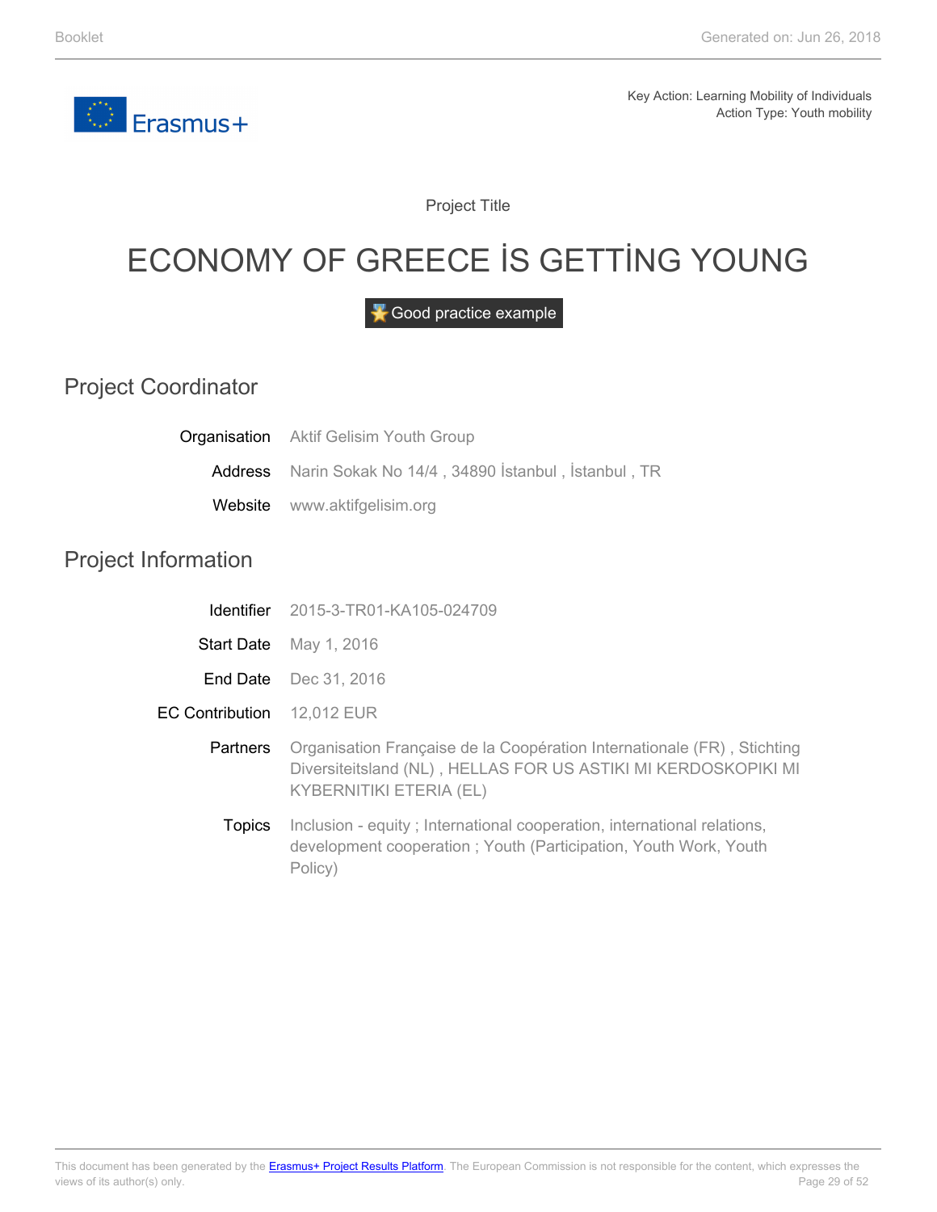Key Action: Learning Mobility of Individuals
Action Type: Youth mobility

Project Title

# ECONOMY OF GREECE İS GETTİNG YOUNG

Good practice example

## Project Coordinator

| | |
|---|---|
| Organisation | Aktif Gelisim Youth Group |
| Address | Narin Sokak No 14/4 , 34890 İstanbul , İstanbul , TR |
| Website | www.aktifgelisim.org |

## Project Information

| | |
|---|---|
| Identifier | 2015-3-TR01-KA105-024709 |
| Start Date | May 1, 2016 |
| End Date | Dec 31, 2016 |
| EC Contribution | 12,012 EUR |
| Partners | Organisation Française de la Coopération Internationale (FR) , Stichting Diversiteitsland (NL) , HELLAS FOR US ASTIKI MI KERDOSKOPIKI MI KYBERNITIKI ETERIA (EL) |
| Topics | Inclusion - equity ; International cooperation, international relations, development cooperation ; Youth (Participation, Youth Work, Youth Policy) |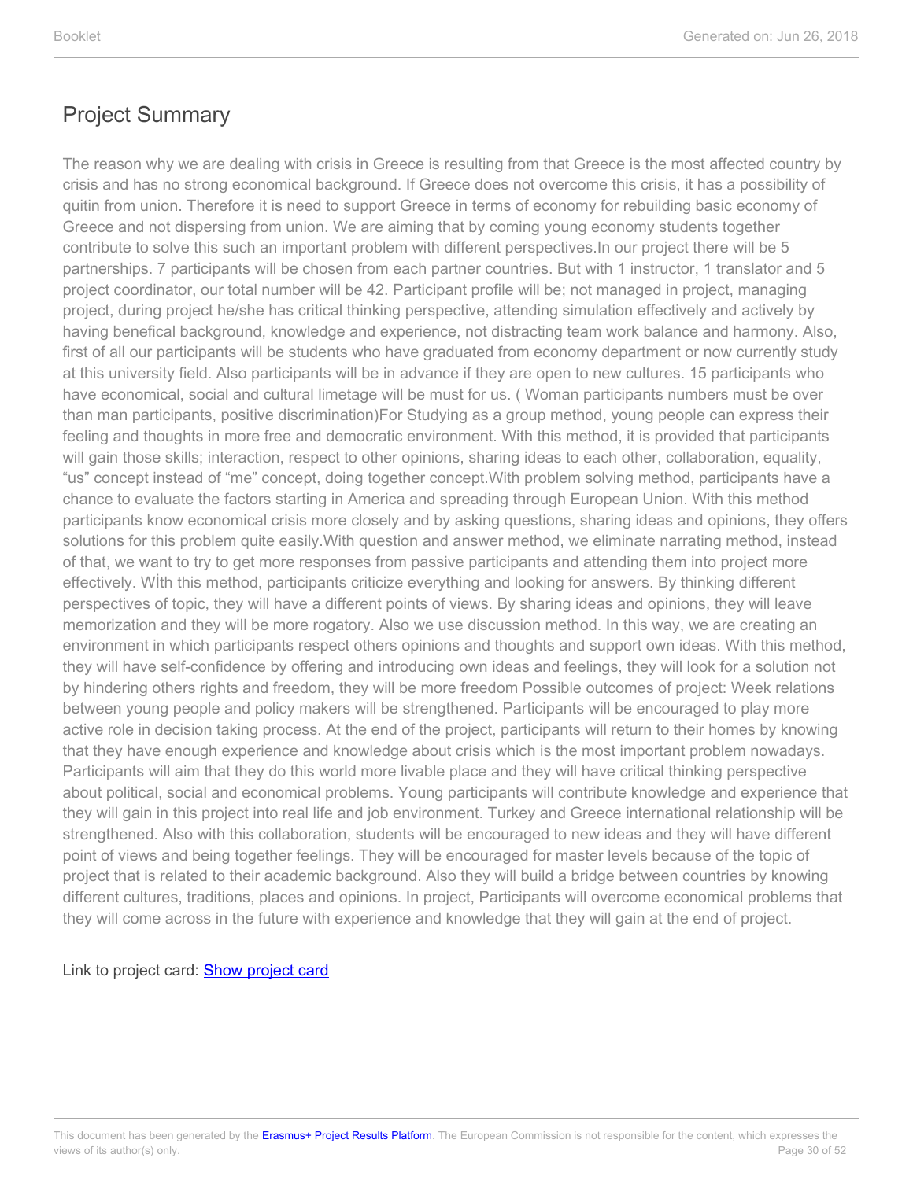## Project Summary

The reason why we are dealing with crisis in Greece is resulting from that Greece is the most affected country by crisis and has no strong economical background. If Greece does not overcome this crisis, it has a possibility of quitin from union. Therefore it is need to support Greece in terms of economy for rebuilding basic economy of Greece and not dispersing from union. We are aiming that by coming young economy students together contribute to solve this such an important problem with different perspectives.In our project there will be 5 partnerships. 7 participants will be chosen from each partner countries. But with 1 instructor, 1 translator and 5 project coordinator, our total number will be 42. Participant profile will be; not managed in project, managing project, during project he/she has critical thinking perspective, attending simulation effectively and actively by having benefical background, knowledge and experience, not distracting team work balance and harmony. Also, first of all our participants will be students who have graduated from economy department or now currently study at this university field. Also participants will be in advance if they are open to new cultures. 15 participants who have economical, social and cultural limetage will be must for us. ( Woman participants numbers must be over than man participants, positive discrimination)For Studying as a group method, young people can express their feeling and thoughts in more free and democratic environment. With this method, it is provided that participants will gain those skills; interaction, respect to other opinions, sharing ideas to each other, collaboration, equality, “us” concept instead of “me” concept, doing together concept.With problem solving method, participants have a chance to evaluate the factors starting in America and spreading through European Union. With this method participants know economical crisis more closely and by asking questions, sharing ideas and opinions, they offers solutions for this problem quite easily.With question and answer method, we eliminate narrating method, instead of that, we want to try to get more responses from passive participants and attending them into project more effectively. Wİth this method, participants criticize everything and looking for answers. By thinking different perspectives of topic, they will have a different points of views. By sharing ideas and opinions, they will leave memorization and they will be more rogatory. Also we use discussion method. In this way, we are creating an environment in which participants respect others opinions and thoughts and support own ideas. With this method, they will have self-confidence by offering and introducing own ideas and feelings, they will look for a solution not by hindering others rights and freedom, they will be more freedom Possible outcomes of project: Week relations between young people and policy makers will be strengthened. Participants will be encouraged to play more active role in decision taking process. At the end of the project, participants will return to their homes by knowing that they have enough experience and knowledge about crisis which is the most important problem nowadays. Participants will aim that they do this world more livable place and they will have critical thinking perspective about political, social and economical problems. Young participants will contribute knowledge and experience that they will gain in this project into real life and job environment. Turkey and Greece international relationship will be strengthened. Also with this collaboration, students will be encouraged to new ideas and they will have different point of views and being together feelings. They will be encouraged for master levels because of the topic of project that is related to their academic background. Also they will build a bridge between countries by knowing different cultures, traditions, places and opinions. In project, Participants will overcome economical problems that they will come across in the future with experience and knowledge that they will gain at the end of project.

Link to project card: Show project card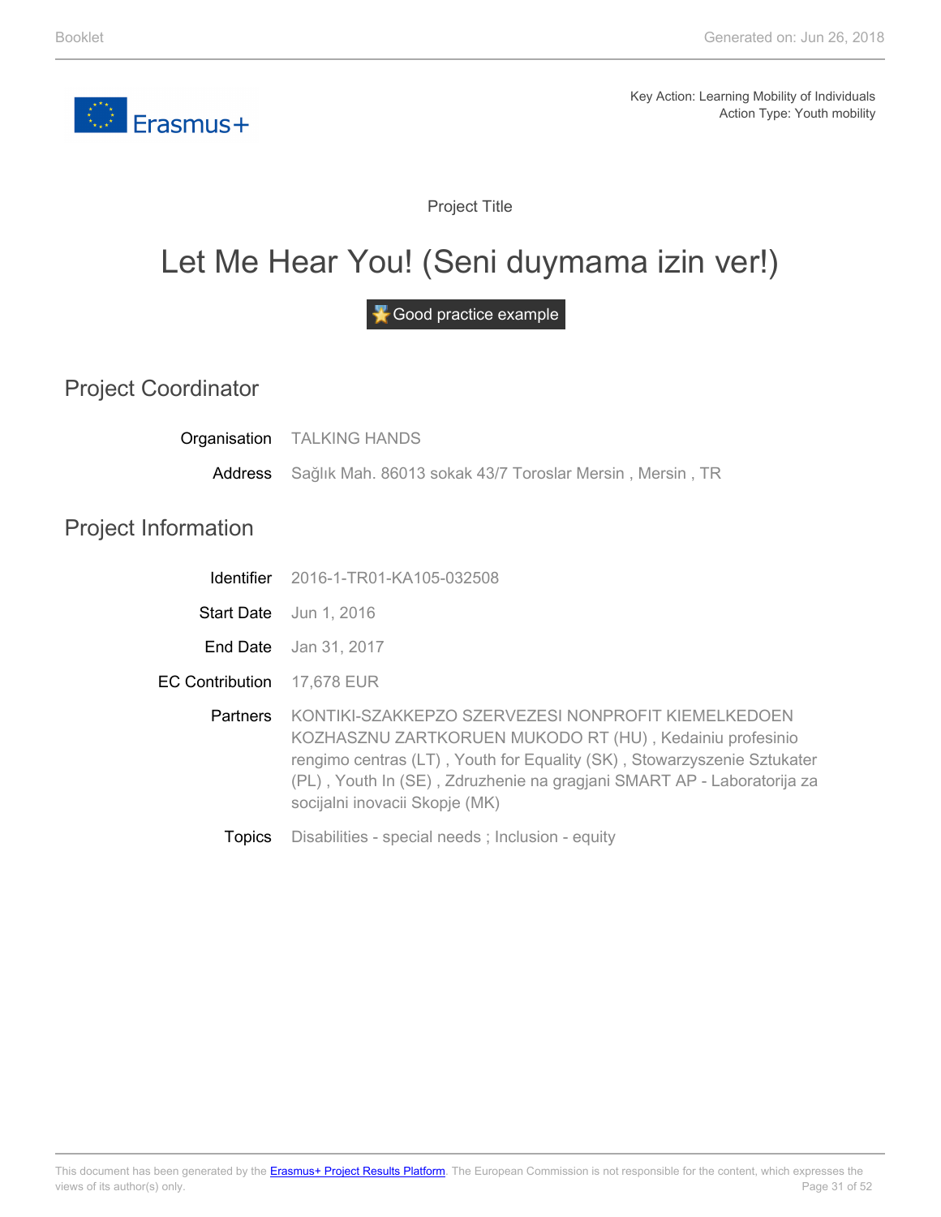Key Action: Learning Mobility of Individuals
Action Type: Youth mobility

Project Title

# Let Me Hear You! (Seni duymama izin ver!)

Good practice example

## Project Coordinator

**Organisation** TALKING HANDS

**Address** Sağlık Mah. 86013 sokak 43/7 Toroslar Mersin , Mersin , TR

## Project Information

**Identifier** 2016-1-TR01-KA105-032508

**Start Date** Jun 1, 2016

**End Date** Jan 31, 2017

**EC Contribution** 17,678 EUR

**Partners** KONTIKI-SZAKKEPZO SZERVEZESI NONPROFIT KIEMELKEDOEN KOZHASZNU ZARTKORUEN MUKODO RT (HU) , Kedainiu profesinio rengimo centras (LT) , Youth for Equality (SK) , Stowarzyszenie Sztukater (PL) , Youth In (SE) , Zdruzhenie na gragjani SMART AP - Laboratorija za socijalni inovacii Skopje (MK)

**Topics** Disabilities - special needs ; Inclusion - equity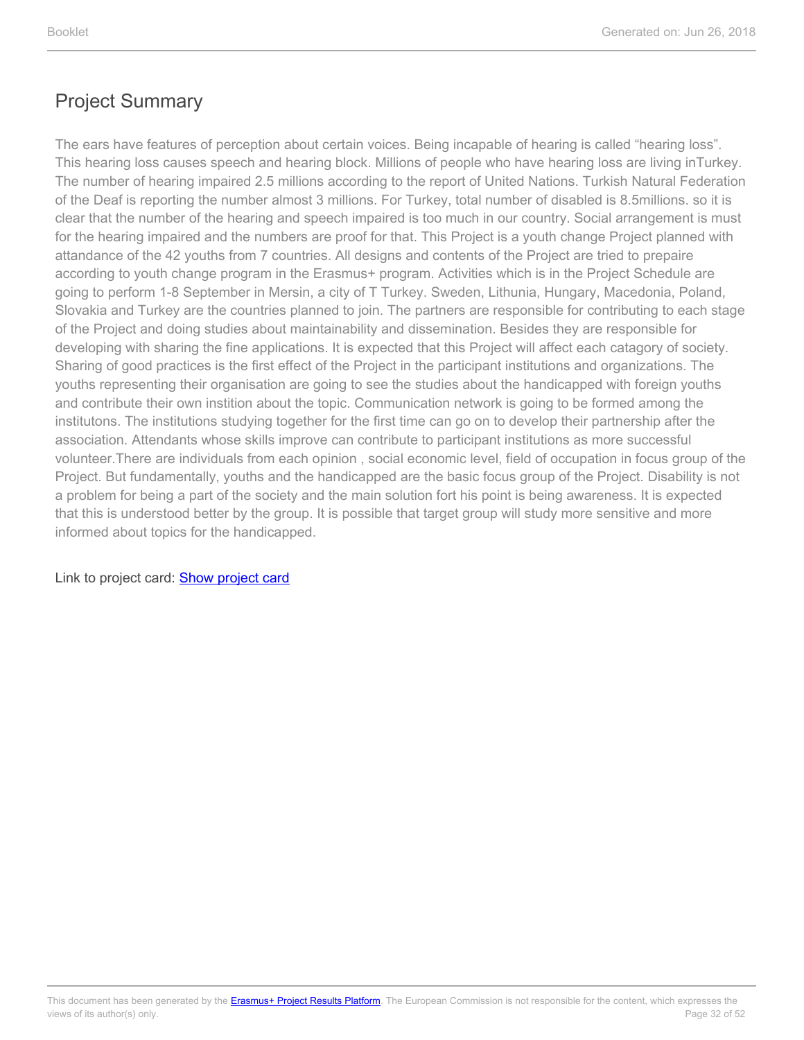## Project Summary

The ears have features of perception about certain voices. Being incapable of hearing is called “hearing loss”. This hearing loss causes speech and hearing block. Millions of people who have hearing loss are living inTurkey. The number of hearing impaired 2.5 millions according to the report of United Nations. Turkish Natural Federation of the Deaf is reporting the number almost 3 millions. For Turkey, total number of disabled is 8.5millions. so it is clear that the number of the hearing and speech impaired is too much in our country. Social arrangement is must for the hearing impaired and the numbers are proof for that. This Project is a youth change Project planned with attandance of the 42 youths from 7 countries. All designs and contents of the Project are tried to prepaire according to youth change program in the Erasmus+ program. Activities which is in the Project Schedule are going to perform 1-8 September in Mersin, a city of T Turkey. Sweden, Lithunia, Hungary, Macedonia, Poland, Slovakia and Turkey are the countries planned to join. The partners are responsible for contributing to each stage of the Project and doing studies about maintainability and dissemination. Besides they are responsible for developing with sharing the fine applications. It is expected that this Project will affect each catagory of society. Sharing of good practices is the first effect of the Project in the participant institutions and organizations. The youths representing their organisation are going to see the studies about the handicapped with foreign youths and contribute their own instition about the topic. Communication network is going to be formed among the institutons. The institutions studying together for the first time can go on to develop their partnership after the association. Attendants whose skills improve can contribute to participant institutions as more successful volunteer.There are individuals from each opinion , social economic level, field of occupation in focus group of the Project. But fundamentally, youths and the handicapped are the basic focus group of the Project. Disability is not a problem for being a part of the society and the main solution fort his point is being awareness. It is expected that this is understood better by the group. It is possible that target group will study more sensitive and more informed about topics for the handicapped.

Link to project card: Show project card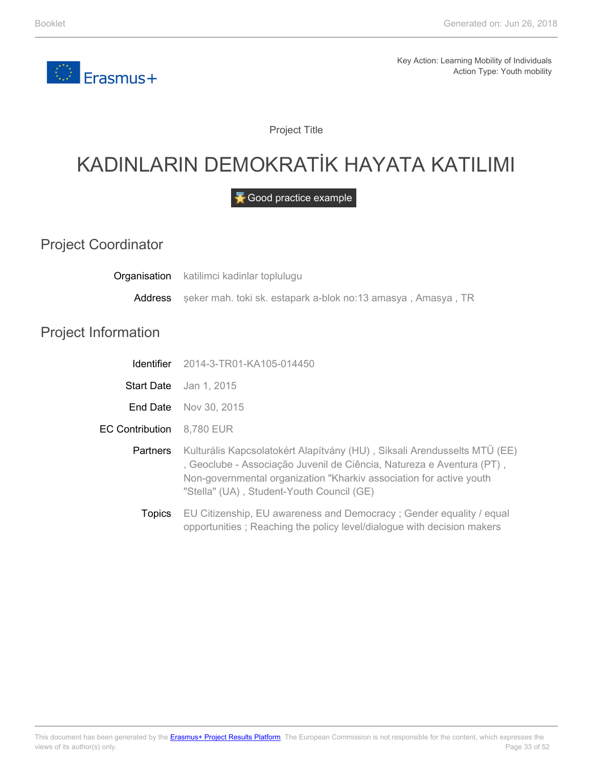Key Action: Learning Mobility of Individuals
Action Type: Youth mobility

Project Title

# KADINLARIN DEMOKRATİK HAYATA KATILIMI

Good practice example

## Project Coordinator

**Organisation** katilimci kadinlar toplulugu

**Address** şeker mah. toki sk. estapark a-blok no:13 amasya , Amasya , TR

## Project Information

**Identifier** 2014-3-TR01-KA105-014450

**Start Date** Jan 1, 2015

**End Date** Nov 30, 2015

**EC Contribution** 8,780 EUR

**Partners** Kulturális Kapcsolatokért Alapítvány (HU) , Siksali Arendusselts MTÜ (EE) , Geoclube - Associação Juvenil de Ciência, Natureza e Aventura (PT) , Non-governmental organization "Kharkiv association for active youth "Stella" (UA) , Student-Youth Council (GE)

**Topics** EU Citizenship, EU awareness and Democracy ; Gender equality / equal opportunities ; Reaching the policy level/dialogue with decision makers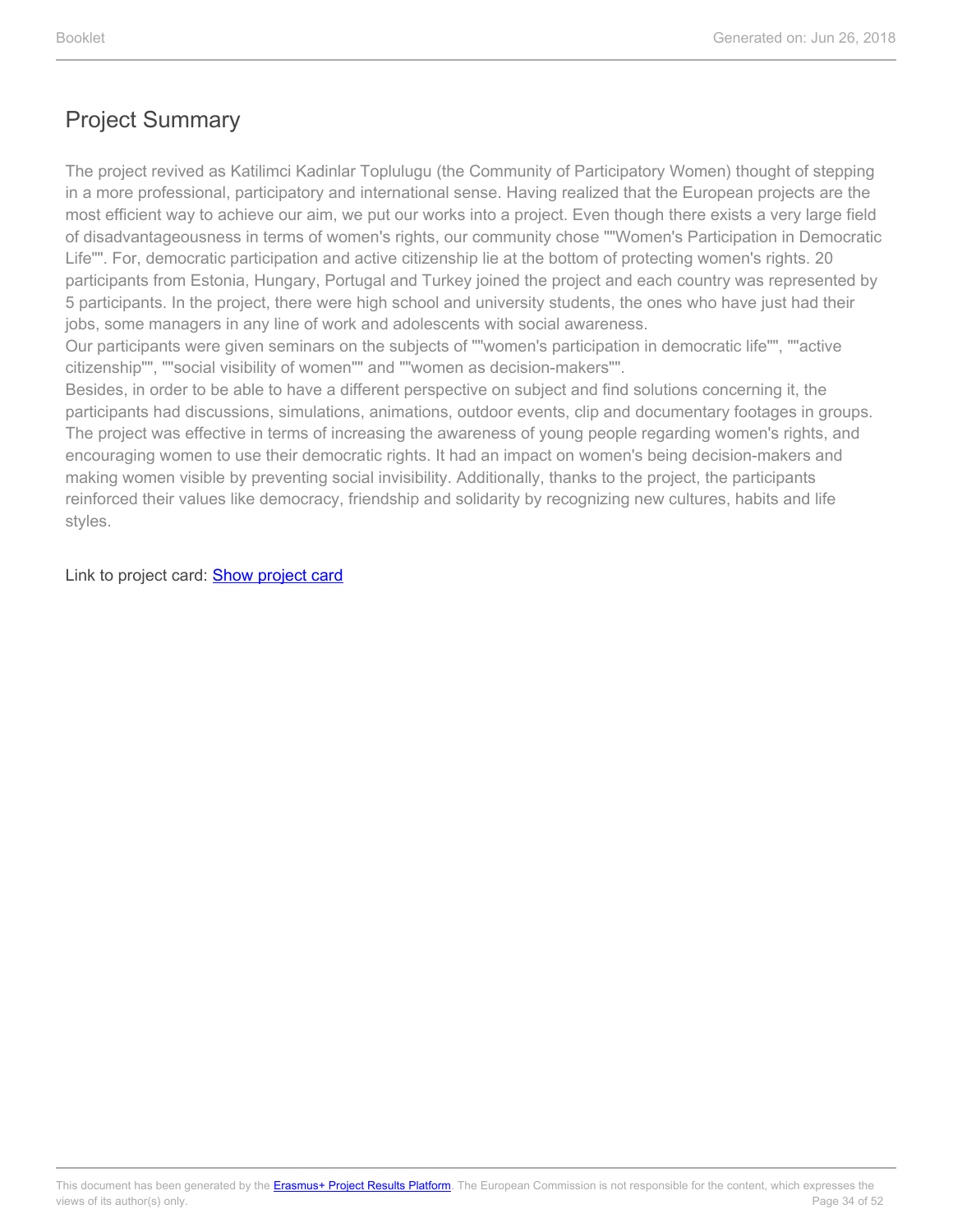## Project Summary

The project revived as Katilimci Kadinlar Toplulugu (the Community of Participatory Women) thought of stepping in a more professional, participatory and international sense. Having realized that the European projects are the most efficient way to achieve our aim, we put our works into a project. Even though there exists a very large field of disadvantageousness in terms of women's rights, our community chose ""Women's Participation in Democratic Life"". For, democratic participation and active citizenship lie at the bottom of protecting women's rights. 20 participants from Estonia, Hungary, Portugal and Turkey joined the project and each country was represented by 5 participants. In the project, there were high school and university students, the ones who have just had their jobs, some managers in any line of work and adolescents with social awareness.
Our participants were given seminars on the subjects of ""women's participation in democratic life"", ""active citizenship"", ""social visibility of women"" and ""women as decision-makers"".
Besides, in order to be able to have a different perspective on subject and find solutions concerning it, the participants had discussions, simulations, animations, outdoor events, clip and documentary footages in groups. The project was effective in terms of increasing the awareness of young people regarding women's rights, and encouraging women to use their democratic rights. It had an impact on women's being decision-makers and making women visible by preventing social invisibility. Additionally, thanks to the project, the participants reinforced their values like democracy, friendship and solidarity by recognizing new cultures, habits and life styles.

Link to project card: Show project card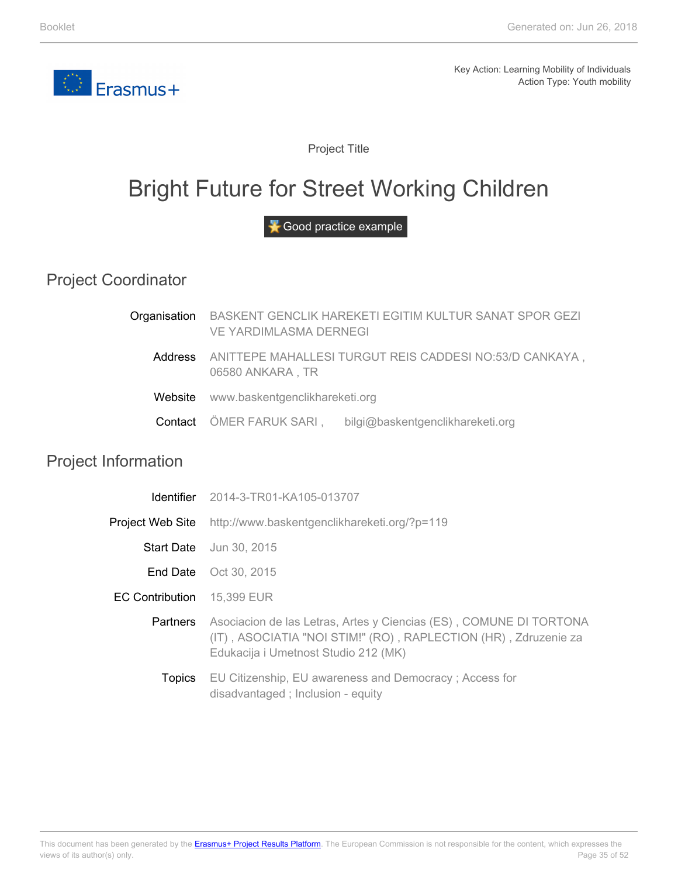Key Action: Learning Mobility of Individuals
Action Type: Youth mobility

Project Title

# Bright Future for Street Working Children

Good practice example

## Project Coordinator

| | |
|---|---|
| Organisation | BASKENT GENCLIK HAREKETI EGITIM KULTUR SANAT SPOR GEZI VE YARDIMLASMA DERNEGI |
| Address | ANITTEPE MAHALLESI TURGUT REIS CADDESI NO:53/D CANKAYA , 06580 ANKARA , TR |
| Website | www.baskentgenclikhareketi.org |
| Contact | ÖMER FARUK SARI , bilgi@baskentgenclikhareketi.org |

## Project Information

| | |
|---|---|
| Identifier | 2014-3-TR01-KA105-013707 |
| Project Web Site | http://www.baskentgenclikhareketi.org/?p=119 |
| Start Date | Jun 30, 2015 |
| End Date | Oct 30, 2015 |
| EC Contribution | 15,399 EUR |
| Partners | Asociacion de las Letras, Artes y Ciencias (ES) , COMUNE DI TORTONA (IT) , ASOCIATIA "NOI STIM!" (RO) , RAPLECTION (HR) , Zdruzenie za Edukacija i Umetnost Studio 212 (MK) |
| Topics | EU Citizenship, EU awareness and Democracy ; Access for disadvantaged ; Inclusion - equity |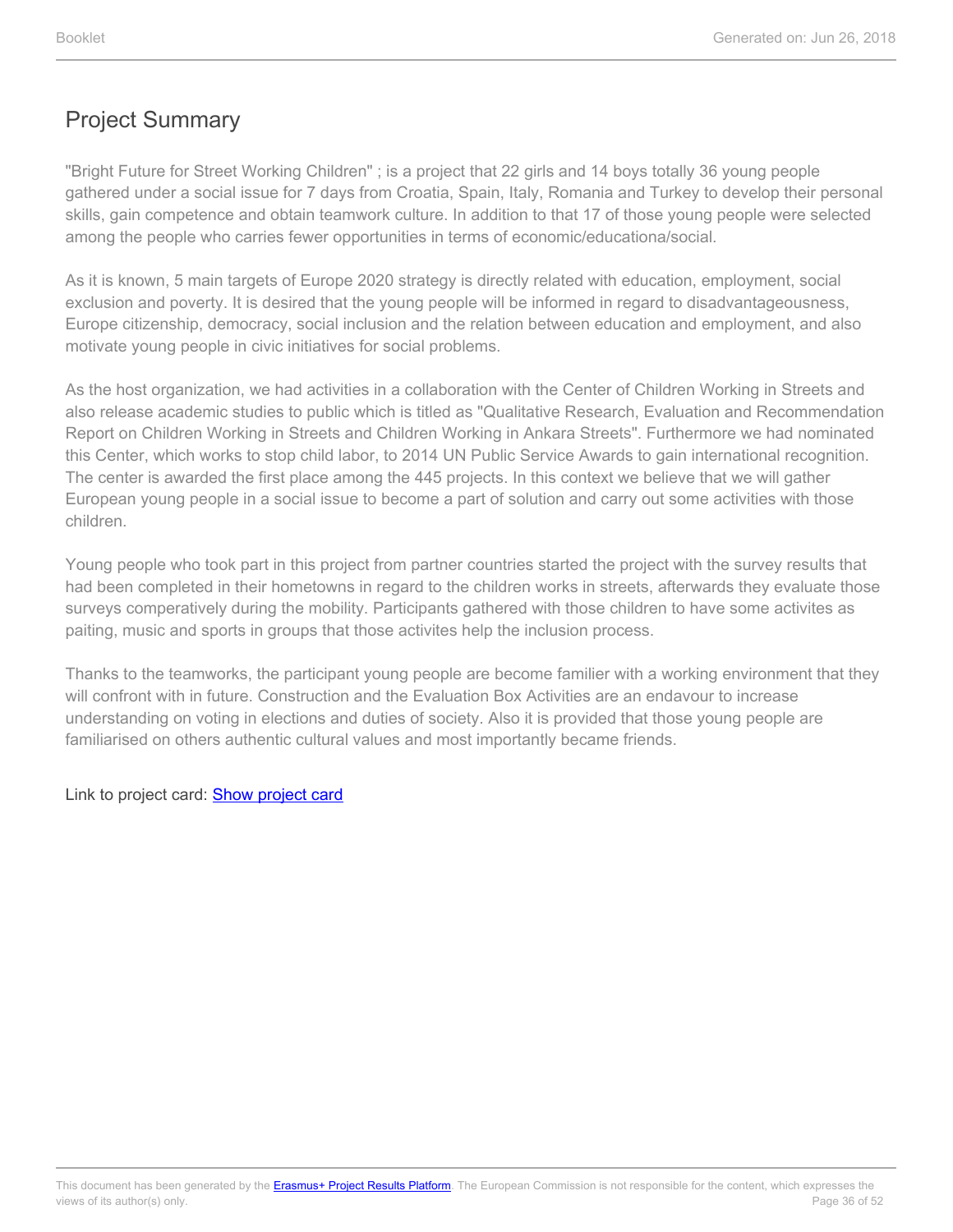## Project Summary

"Bright Future for Street Working Children" ; is a project that 22 girls and 14 boys totally 36 young people gathered under a social issue for 7 days from Croatia, Spain, Italy, Romania and Turkey to develop their personal skills, gain competence and obtain teamwork culture. In addition to that 17 of those young people were selected among the people who carries fewer opportunities in terms of economic/educationa/social.

As it is known, 5 main targets of Europe 2020 strategy is directly related with education, employment, social exclusion and poverty. It is desired that the young people will be informed in regard to disadvantageousness, Europe citizenship, democracy, social inclusion and the relation between education and employment, and also motivate young people in civic initiatives for social problems.

As the host organization, we had activities in a collaboration with the Center of Children Working in Streets and also release academic studies to public which is titled as "Qualitative Research, Evaluation and Recommendation Report on Children Working in Streets and Children Working in Ankara Streets". Furthermore we had nominated this Center, which works to stop child labor, to 2014 UN Public Service Awards to gain international recognition. The center is awarded the first place among the 445 projects. In this context we believe that we will gather European young people in a social issue to become a part of solution and carry out some activities with those children.

Young people who took part in this project from partner countries started the project with the survey results that had been completed in their hometowns in regard to the children works in streets, afterwards they evaluate those surveys comperatively during the mobility. Participants gathered with those children to have some activites as paiting, music and sports in groups that those activites help the inclusion process.

Thanks to the teamworks, the participant young people are become familier with a working environment that they will confront with in future. Construction and the Evaluation Box Activities are an endavour to increase understanding on voting in elections and duties of society. Also it is provided that those young people are familiarised on others authentic cultural values and most importantly became friends.

Link to project card: Show project card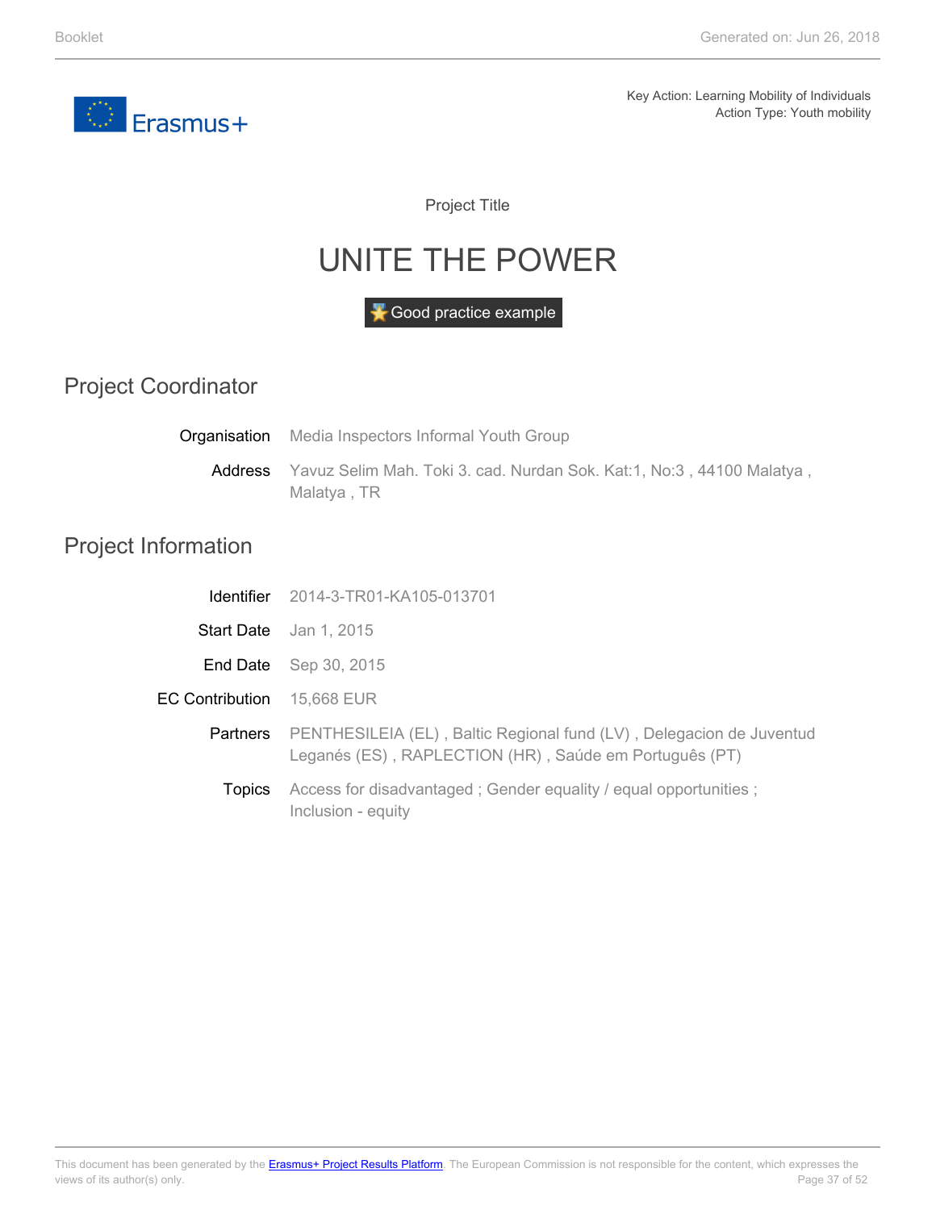Key Action: Learning Mobility of Individuals
Action Type: Youth mobility

Project Title

# UNITE THE POWER

Good practice example

## Project Coordinator

**Organisation** Media Inspectors Informal Youth Group

**Address** Yavuz Selim Mah. Toki 3. cad. Nurdan Sok. Kat:1, No:3 , 44100 Malatya , Malatya , TR

## Project Information

**Identifier** 2014-3-TR01-KA105-013701

**Start Date** Jan 1, 2015

**End Date** Sep 30, 2015

**EC Contribution** 15,668 EUR

**Partners** PENTHESILEIA (EL) , Baltic Regional fund (LV) , Delegacion de Juventud Leganés (ES) , RAPLECTION (HR) , Saúde em Português (PT)

**Topics** Access for disadvantaged ; Gender equality / equal opportunities ; Inclusion - equity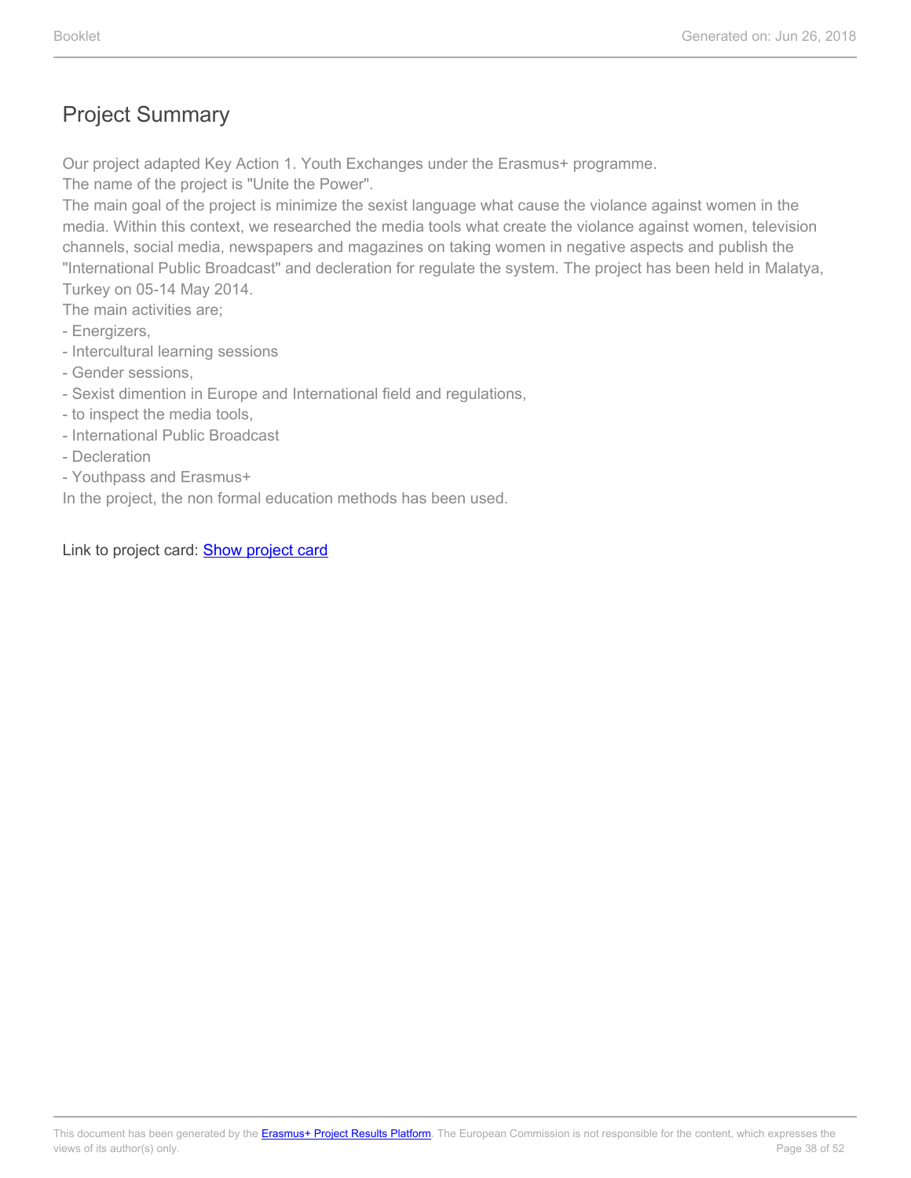# Project Summary

Our project adapted Key Action 1. Youth Exchanges under the Erasmus+ programme.
The name of the project is "Unite the Power".
The main goal of the project is minimize the sexist language what cause the violance against women in the media. Within this context, we researched the media tools what create the violance against women, television channels, social media, newspapers and magazines on taking women in negative aspects and publish the "International Public Broadcast" and decleration for regulate the system. The project has been held in Malatya, Turkey on 05-14 May 2014.
The main activities are;

- Energizers,
- Intercultural learning sessions
- Gender sessions,
- Sexist dimention in Europe and International field and regulations,
- to inspect the media tools,
- International Public Broadcast
- Decleration
- Youthpass and Erasmus+

In the project, the non formal education methods has been used.

Link to project card: Show project card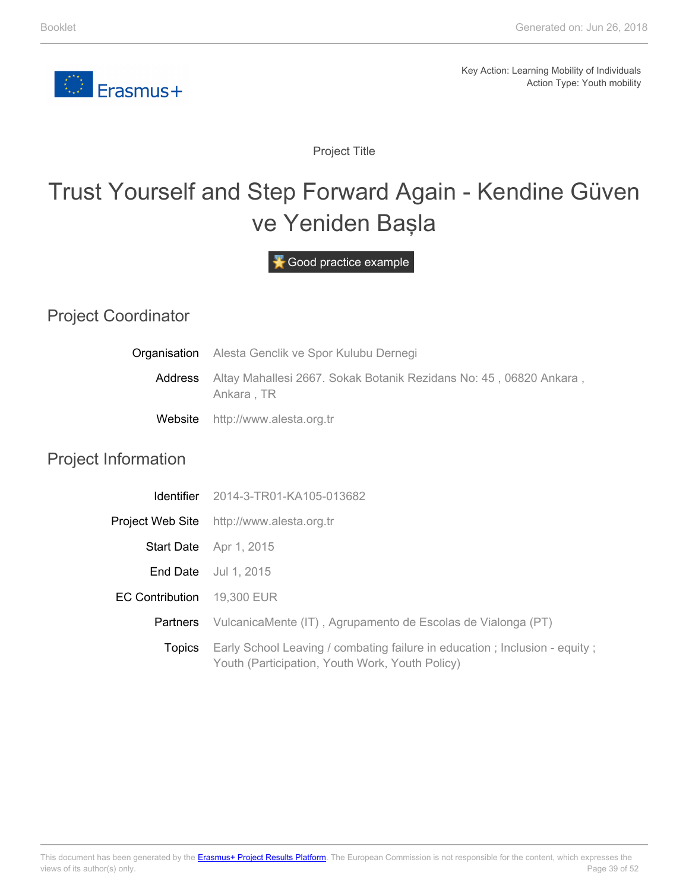Key Action: Learning Mobility of Individuals
Action Type: Youth mobility

Project Title

# Trust Yourself and Step Forward Again - Kendine Güven ve Yeniden Başla

Good practice example

## Project Coordinator

| | |
|---|---|
| Organisation | Alesta Genclik ve Spor Kulubu Dernegi |
| Address | Altay Mahallesi 2667. Sokak Botanik Rezidans No: 45 , 06820 Ankara , Ankara , TR |
| Website | http://www.alesta.org.tr |

## Project Information

| | |
|---|---|
| Identifier | 2014-3-TR01-KA105-013682 |
| Project Web Site | http://www.alesta.org.tr |
| Start Date | Apr 1, 2015 |
| End Date | Jul 1, 2015 |
| EC Contribution | 19,300 EUR |
| Partners | VulcanicaMente (IT) , Agrupamento de Escolas de Vialonga (PT) |
| Topics | Early School Leaving / combating failure in education ; Inclusion - equity ; Youth (Participation, Youth Work, Youth Policy) |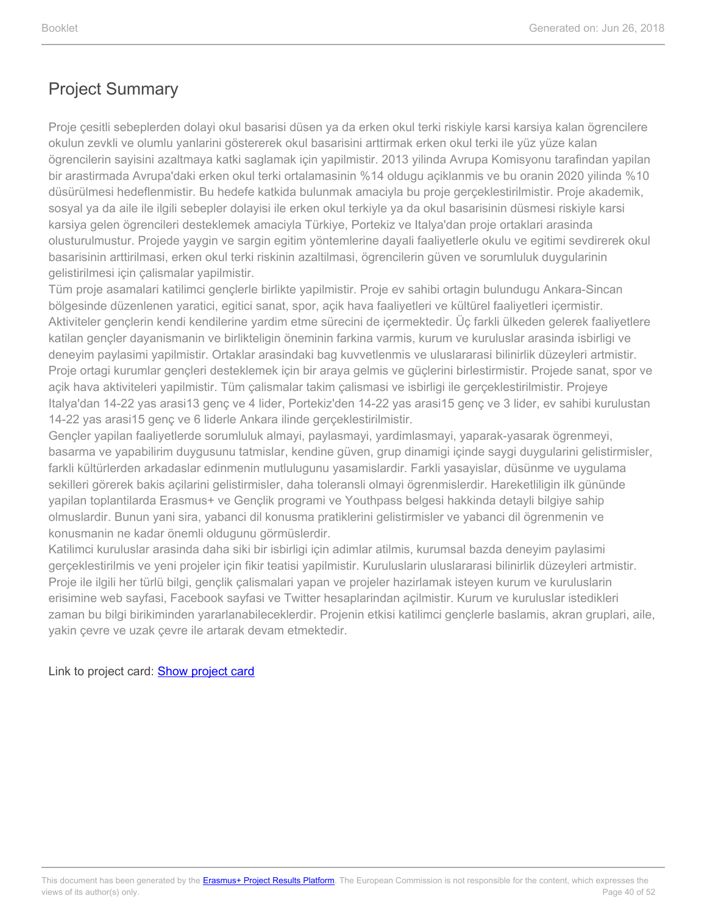# Project Summary

Proje çesitli sebeplerden dolayi okul basarisi düsen ya da erken okul terki riskiyle karsi karsiya kalan ögrencilere okulun zevkli ve olumlu yanlarini göstererek okul basarisini arttirmak erken okul terki ile yüz yüze kalan ögrencilerin sayisini azaltmaya katki saglamak için yapilmistir. 2013 yilinda Avrupa Komisyonu tarafindan yapilan bir arastirmada Avrupa'daki erken okul terki ortalamasinin %14 oldugu açiklanmis ve bu oranin 2020 yilinda %10 düsürülmesi hedeflenmistir. Bu hedefe katkida bulunmak amaciyla bu proje gerçeklestirilmistir. Proje akademik, sosyal ya da aile ile ilgili sebepler dolayisi ile erken okul terkiyle ya da okul basarisinin düsmesi riskiyle karsi karsiya gelen ögrencileri desteklemek amaciyla Türkiye, Portekiz ve Italya'dan proje ortaklari arasinda olusturulmustur. Projede yaygin ve sargin egitim yöntemlerine dayali faaliyetlerle okulu ve egitimi sevdirerek okul basarisinin arttirilmasi, erken okul terki riskinin azaltilmasi, ögrencilerin güven ve sorumluluk duygularinin gelistirilmesi için çalismalar yapilmistir.
Tüm proje asamalari katilimci gençlerle birlikte yapilmistir. Proje ev sahibi ortagin bulundugu Ankara-Sincan bölgesinde düzenlenen yaratici, egitici sanat, spor, açik hava faaliyetleri ve kültürel faaliyetleri içermistir. Aktiviteler gençlerin kendi kendilerine yardim etme sürecini de içermektedir. Üç farkli ülkeden gelerek faaliyetlere katilan gençler dayanismanin ve birlikteligin öneminin farkina varmis, kurum ve kuruluslar arasinda isbirligi ve deneyim paylasimi yapilmistir. Ortaklar arasindaki bag kuvvetlenmis ve uluslararasi bilinirlik düzeyleri artmistir. Proje ortagi kurumlar gençleri desteklemek için bir araya gelmis ve güçlerini birlestirmistir. Projede sanat, spor ve açik hava aktiviteleri yapilmistir. Tüm çalismalar takim çalismasi ve isbirligi ile gerçeklestirilmistir. Projeye Italya'dan 14-22 yas arasi13 genç ve 4 lider, Portekiz'den 14-22 yas arasi15 genç ve 3 lider, ev sahibi kurulustan 14-22 yas arasi15 genç ve 6 liderle Ankara ilinde gerçeklestirilmistir.
Gençler yapilan faaliyetlerde sorumluluk almayi, paylasmayi, yardimlasmayi, yaparak-yasarak ögrenmeyi, basarma ve yapabilirim duygusunu tatmislar, kendine güven, grup dinamigi içinde saygi duygularini gelistirmisler, farkli kültürlerden arkadaslar edinmenin mutlulugunu yasamislardir. Farkli yasayislar, düsünme ve uygulama sekilleri görerek bakis açilarini gelistirmisler, daha toleransli olmayi ögrenmislerdir. Hareketliligin ilk gününde yapilan toplantilarda Erasmus+ ve Gençlik programi ve Youthpass belgesi hakkinda detayli bilgiye sahip olmuslardir. Bunun yani sira, yabanci dil konusma pratiklerini gelistirmisler ve yabanci dil ögrenmenin ve konusmanin ne kadar önemli oldugunu görmüslerdir.
Katilimci kuruluslar arasinda daha siki bir isbirligi için adimlar atilmis, kurumsal bazda deneyim paylasimi gerçeklestirilmis ve yeni projeler için fikir teatisi yapilmistir. Kuruluslarin uluslararasi bilinirlik düzeyleri artmistir. Proje ile ilgili her türlü bilgi, gençlik çalismalari yapan ve projeler hazirlamak isteyen kurum ve kuruluslarin erisimine web sayfasi, Facebook sayfasi ve Twitter hesaplarindan açilmistir. Kurum ve kuruluslar istedikleri zaman bu bilgi birikiminden yararlanabileceklerdir. Projenin etkisi katilimci gençlerle baslamis, akran gruplari, aile, yakin çevre ve uzak çevre ile artarak devam etmektedir.

Link to project card: Show project card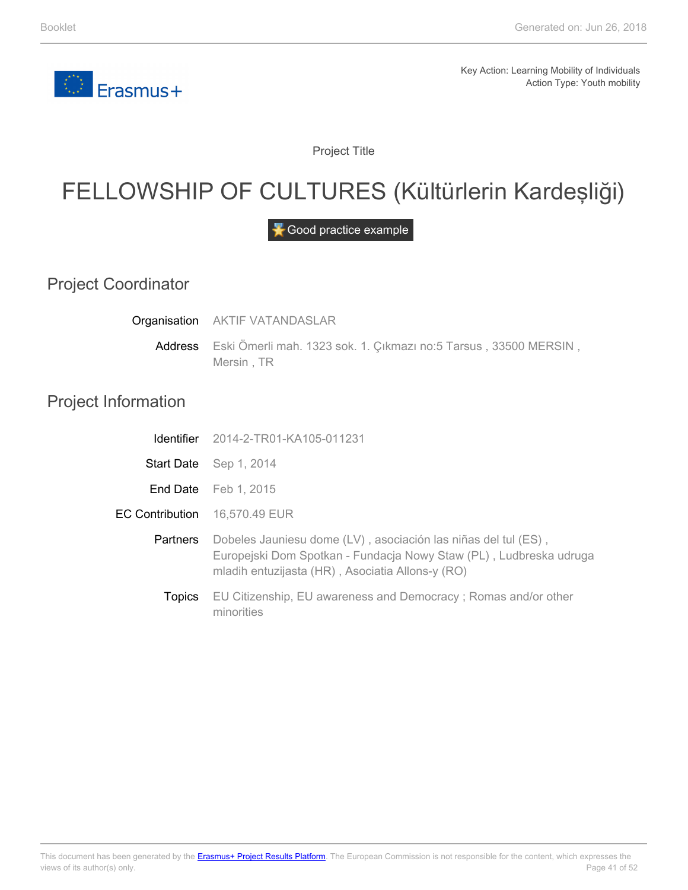Key Action: Learning Mobility of Individuals
Action Type: Youth mobility

Project Title

# FELLOWSHIP OF CULTURES (Kültürlerin Kardeşliği)

Good practice example

## Project Coordinator

**Organisation** AKTIF VATANDASLAR

**Address** Eski Ömerli mah. 1323 sok. 1. Çıkmazı no:5 Tarsus , 33500 MERSIN , Mersin , TR

## Project Information

**Identifier** 2014-2-TR01-KA105-011231

**Start Date** Sep 1, 2014

**End Date** Feb 1, 2015

**EC Contribution** 16,570.49 EUR

**Partners** Dobeles Jauniesu dome (LV) , asociación las niñas del tul (ES) , Europejski Dom Spotkan - Fundacja Nowy Staw (PL) , Ludbreska udruga mladih entuzijasta (HR) , Asociatia Allons-y (RO)

**Topics** EU Citizenship, EU awareness and Democracy ; Romas and/or other minorities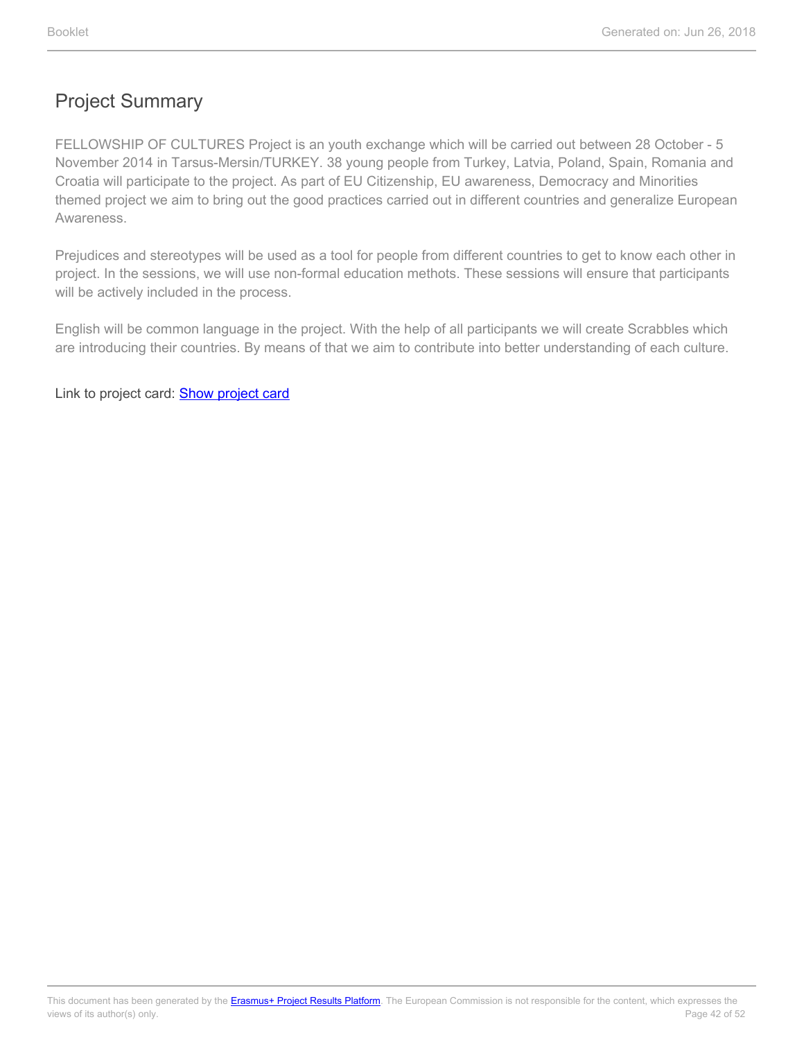## Project Summary

FELLOWSHIP OF CULTURES Project is an youth exchange which will be carried out between 28 October - 5 November 2014 in Tarsus-Mersin/TURKEY. 38 young people from Turkey, Latvia, Poland, Spain, Romania and Croatia will participate to the project. As part of EU Citizenship, EU awareness, Democracy and Minorities themed project we aim to bring out the good practices carried out in different countries and generalize European Awareness.

Prejudices and stereotypes will be used as a tool for people from different countries to get to know each other in project. In the sessions, we will use non-formal education methots. These sessions will ensure that participants will be actively included in the process.

English will be common language in the project. With the help of all participants we will create Scrabbles which are introducing their countries. By means of that we aim to contribute into better understanding of each culture.

Link to project card: Show project card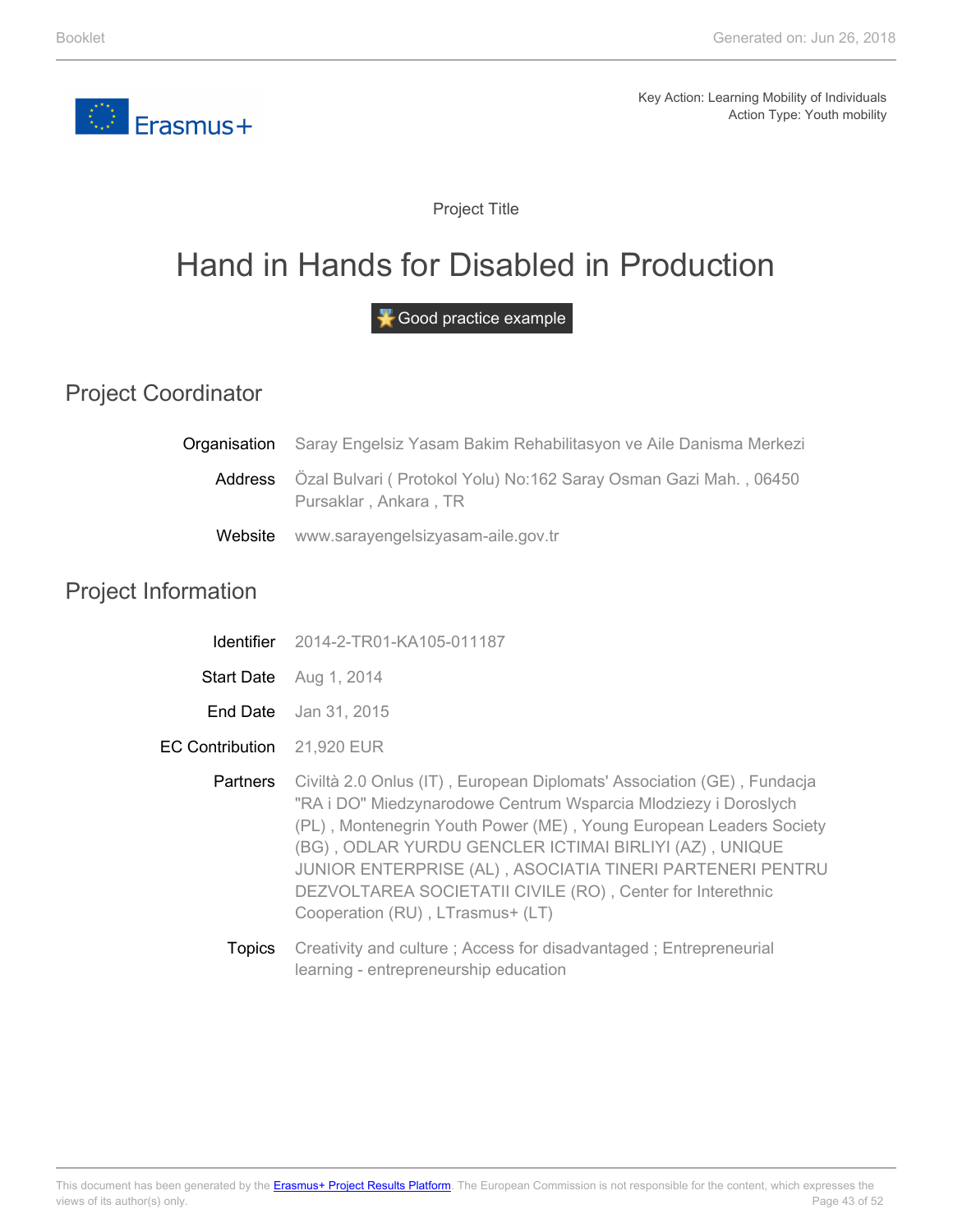Key Action: Learning Mobility of Individuals
Action Type: Youth mobility

Project Title

# Hand in Hands for Disabled in Production

Good practice example

## Project Coordinator

**Organisation** Saray Engelsiz Yasam Bakim Rehabilitasyon ve Aile Danisma Merkezi

**Address** Özal Bulvari ( Protokol Yolu) No:162 Saray Osman Gazi Mah. , 06450 Pursaklar , Ankara , TR

**Website** www.sarayengelsizyasam-aile.gov.tr

## Project Information

**Identifier** 2014-2-TR01-KA105-011187

**Start Date** Aug 1, 2014

**End Date** Jan 31, 2015

**EC Contribution** 21,920 EUR

**Partners** Civiltà 2.0 Onlus (IT) , European Diplomats' Association (GE) , Fundacja "RA i DO" Miedzynarodowe Centrum Wsparcia Mlodziezy i Doroslych (PL) , Montenegrin Youth Power (ME) , Young European Leaders Society (BG) , ODLAR YURDU GENCLER ICTIMAI BIRLIYI (AZ) , UNIQUE JUNIOR ENTERPRISE (AL) , ASOCIATIA TINERI PARTENERI PENTRU DEZVOLTAREA SOCIETATII CIVILE (RO) , Center for Interethnic Cooperation (RU) , LTrasmus+ (LT)

**Topics** Creativity and culture ; Access for disadvantaged ; Entrepreneurial learning - entrepreneurship education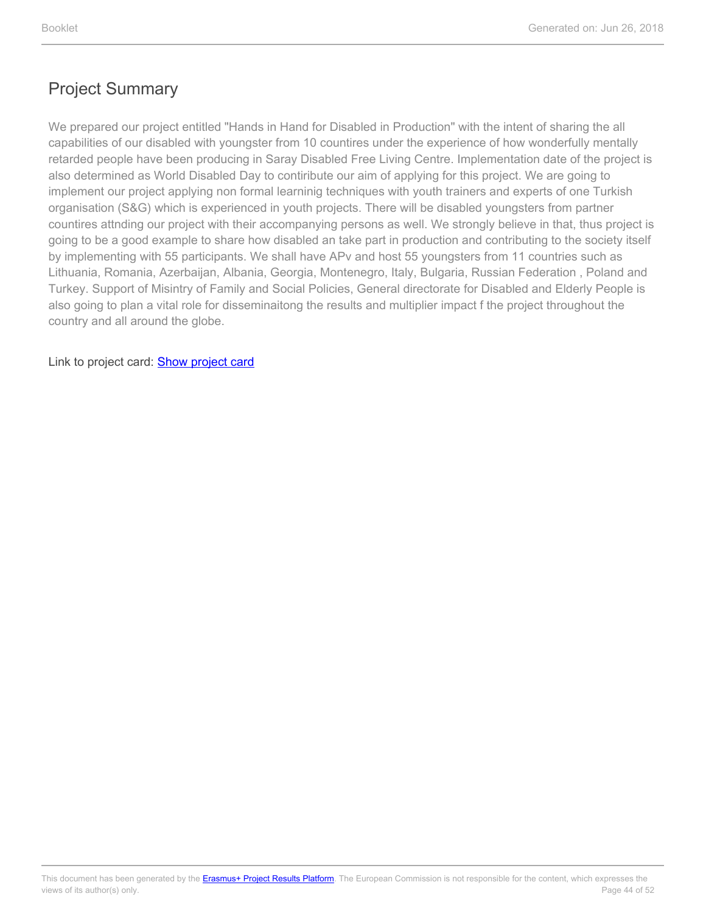## Project Summary

We prepared our project entitled "Hands in Hand for Disabled in Production" with the intent of sharing the all capabilities of our disabled with youngster from 10 countires under the experience of how wonderfully mentally retarded people have been producing in Saray Disabled Free Living Centre. Implementation date of the project is also determined as World Disabled Day to contiribute our aim of applying for this project. We are going to implement our project applying non formal learninig techniques with youth trainers and experts of one Turkish organisation (S&G) which is experienced in youth projects. There will be disabled youngsters from partner countires attnding our project with their accompanying persons as well. We strongly believe in that, thus project is going to be a good example to share how disabled an take part in production and contributing to the society itself by implementing with 55 participants. We shall have APv and host 55 youngsters from 11 countries such as Lithuania, Romania, Azerbaijan, Albania, Georgia, Montenegro, Italy, Bulgaria, Russian Federation , Poland and Turkey. Support of Misintry of Family and Social Policies, General directorate for Disabled and Elderly People is also going to plan a vital role for disseminaitong the results and multiplier impact f the project throughout the country and all around the globe.

Link to project card: Show project card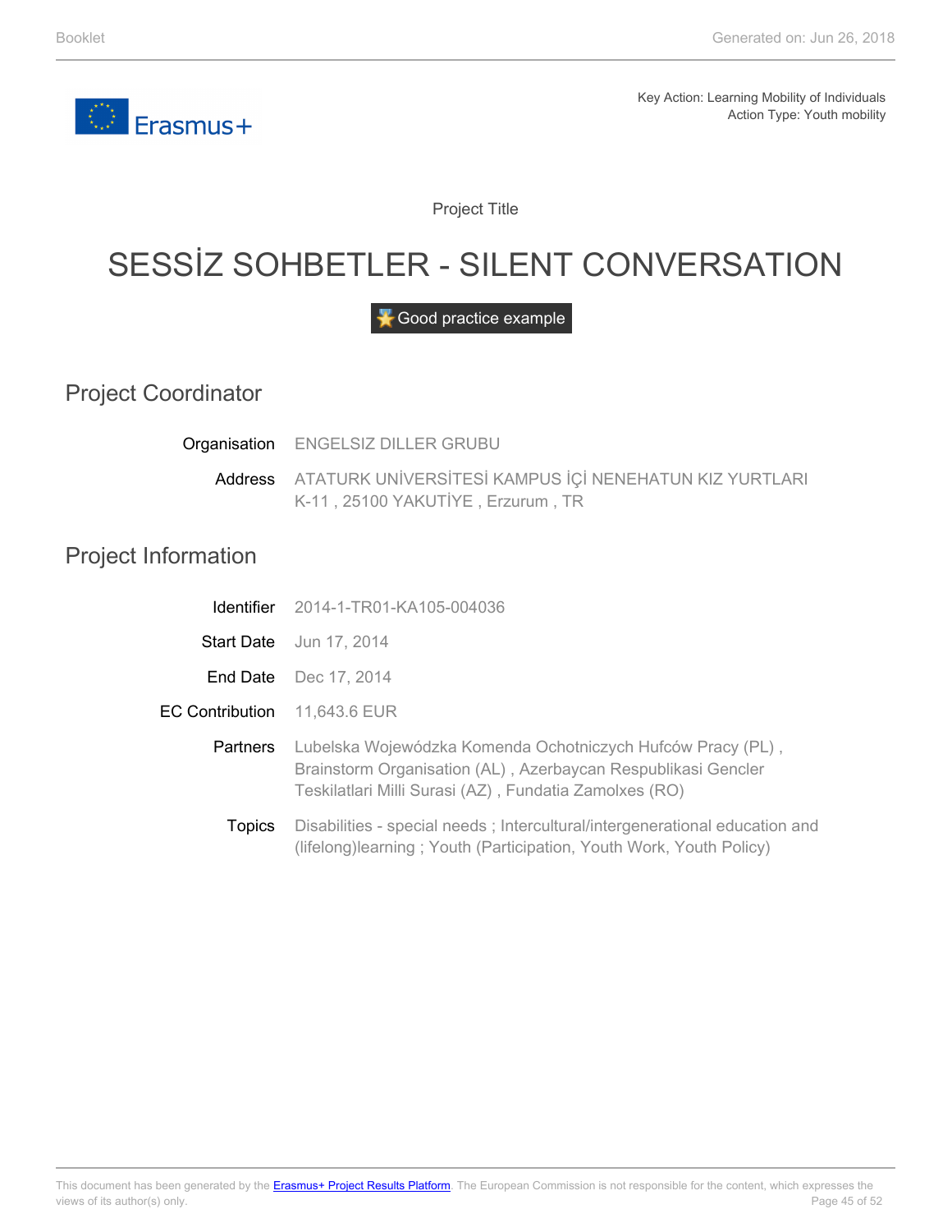Key Action: Learning Mobility of Individuals
Action Type: Youth mobility

Project Title

# SESSİZ SOHBETLER - SILENT CONVERSATION

Good practice example

## Project Coordinator

**Organisation** ENGELSIZ DILLER GRUBU

**Address** ATATURK UNİVERSİTESİ KAMPUS İÇİ NENEHATUN KIZ YURTLARI K-11 , 25100 YAKUTİYE , Erzurum , TR

## Project Information

**Identifier** 2014-1-TR01-KA105-004036

**Start Date** Jun 17, 2014

**End Date** Dec 17, 2014

**EC Contribution** 11,643.6 EUR

**Partners** Lubelska Wojewódzka Komenda Ochotniczych Hufców Pracy (PL) , Brainstorm Organisation (AL) , Azerbaycan Respublikasi Gencler Teskilatlari Milli Surasi (AZ) , Fundatia Zamolxes (RO)

**Topics** Disabilities - special needs ; Intercultural/intergenerational education and (lifelong)learning ; Youth (Participation, Youth Work, Youth Policy)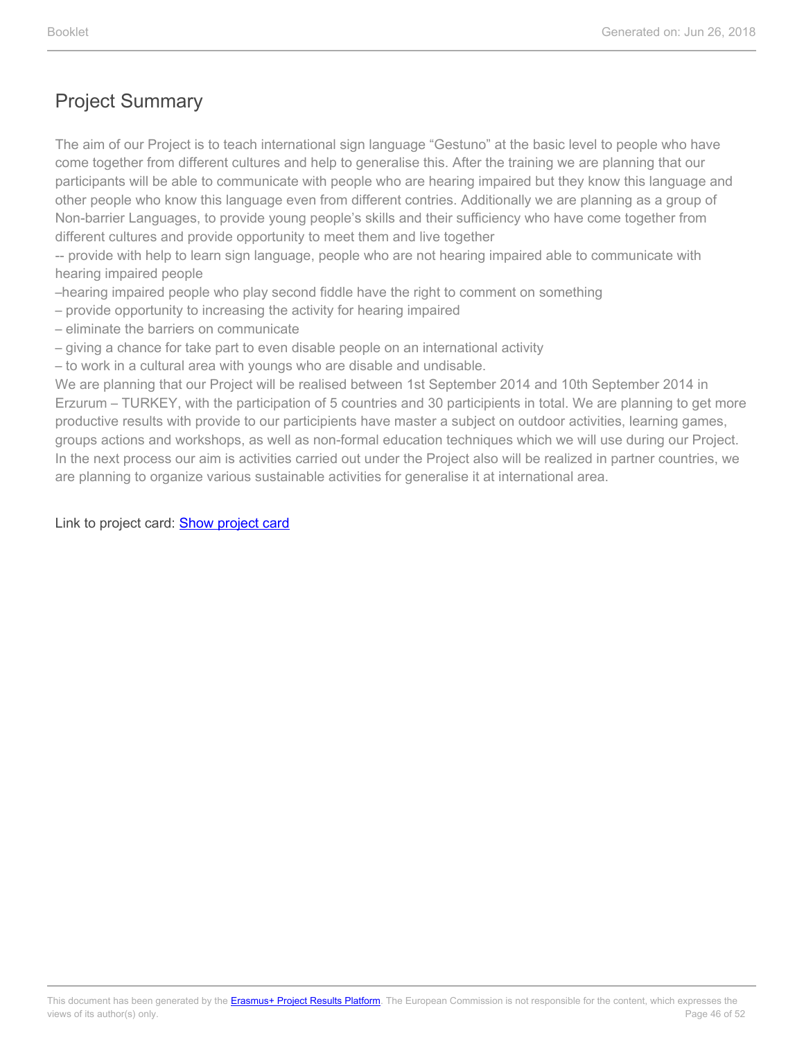## Project Summary

The aim of our Project is to teach international sign language "Gestuno" at the basic level to people who have come together from different cultures and help to generalise this. After the training we are planning that our participants will be able to communicate with people who are hearing impaired but they know this language and other people who know this language even from different contries. Additionally we are planning as a group of Non-barrier Languages, to provide young people's skills and their sufficiency who have come together from different cultures and provide opportunity to meet them and live together

-- provide with help to learn sign language, people who are not hearing impaired able to communicate with hearing impaired people

–hearing impaired people who play second fiddle have the right to comment on something

– provide opportunity to increasing the activity for hearing impaired

– eliminate the barriers on communicate

– giving a chance for take part to even disable people on an international activity

– to work in a cultural area with youngs who are disable and undisable.

We are planning that our Project will be realised between 1st September 2014 and 10th September 2014 in Erzurum – TURKEY, with the participation of 5 countries and 30 participients in total. We are planning to get more productive results with provide to our participients have master a subject on outdoor activities, learning games, groups actions and workshops, as well as non-formal education techniques which we will use during our Project. In the next process our aim is activities carried out under the Project also will be realized in partner countries, we are planning to organize various sustainable activities for generalise it at international area.

Link to project card: [Show project card]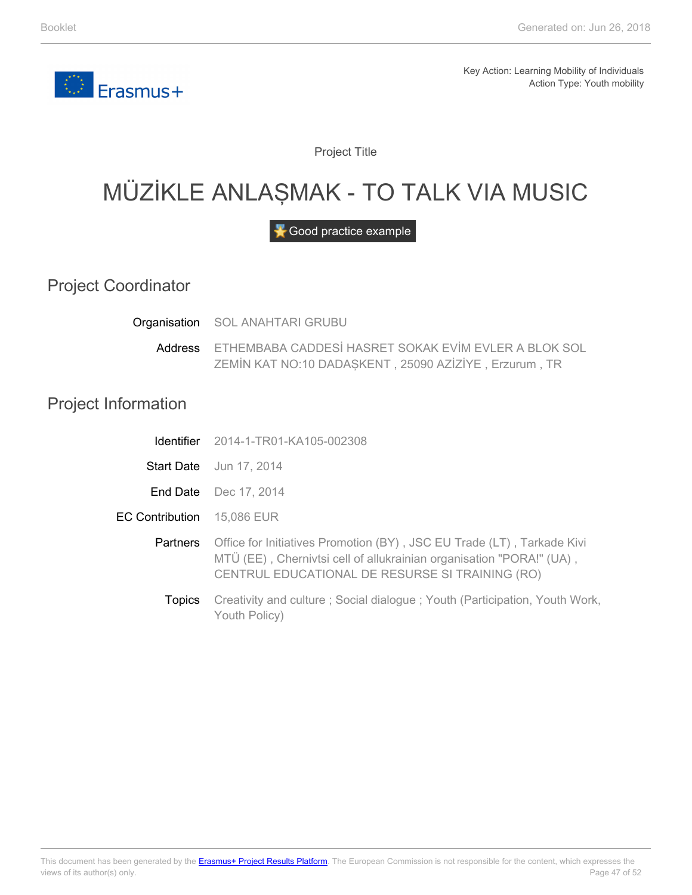Key Action: Learning Mobility of Individuals
Action Type: Youth mobility

Project Title

# MÜZİKLE ANLAŞMAK - TO TALK VIA MUSIC

Good practice example

## Project Coordinator

**Organisation** SOL ANAHTARI GRUBU

**Address** ETHEMBABA CADDESİ HASRET SOKAK EVİM EVLER A BLOK SOL ZEMİN KAT NO:10 DADAŞKENT , 25090 AZİZİYE , Erzurum , TR

## Project Information

**Identifier** 2014-1-TR01-KA105-002308

**Start Date** Jun 17, 2014

**End Date** Dec 17, 2014

**EC Contribution** 15,086 EUR

**Partners** Office for Initiatives Promotion (BY) , JSC EU Trade (LT) , Tarkade Kivi MTÜ (EE) , Chernivtsi cell of allukrainian organisation "PORA!" (UA) , CENTRUL EDUCATIONAL DE RESURSE SI TRAINING (RO)

**Topics** Creativity and culture ; Social dialogue ; Youth (Participation, Youth Work, Youth Policy)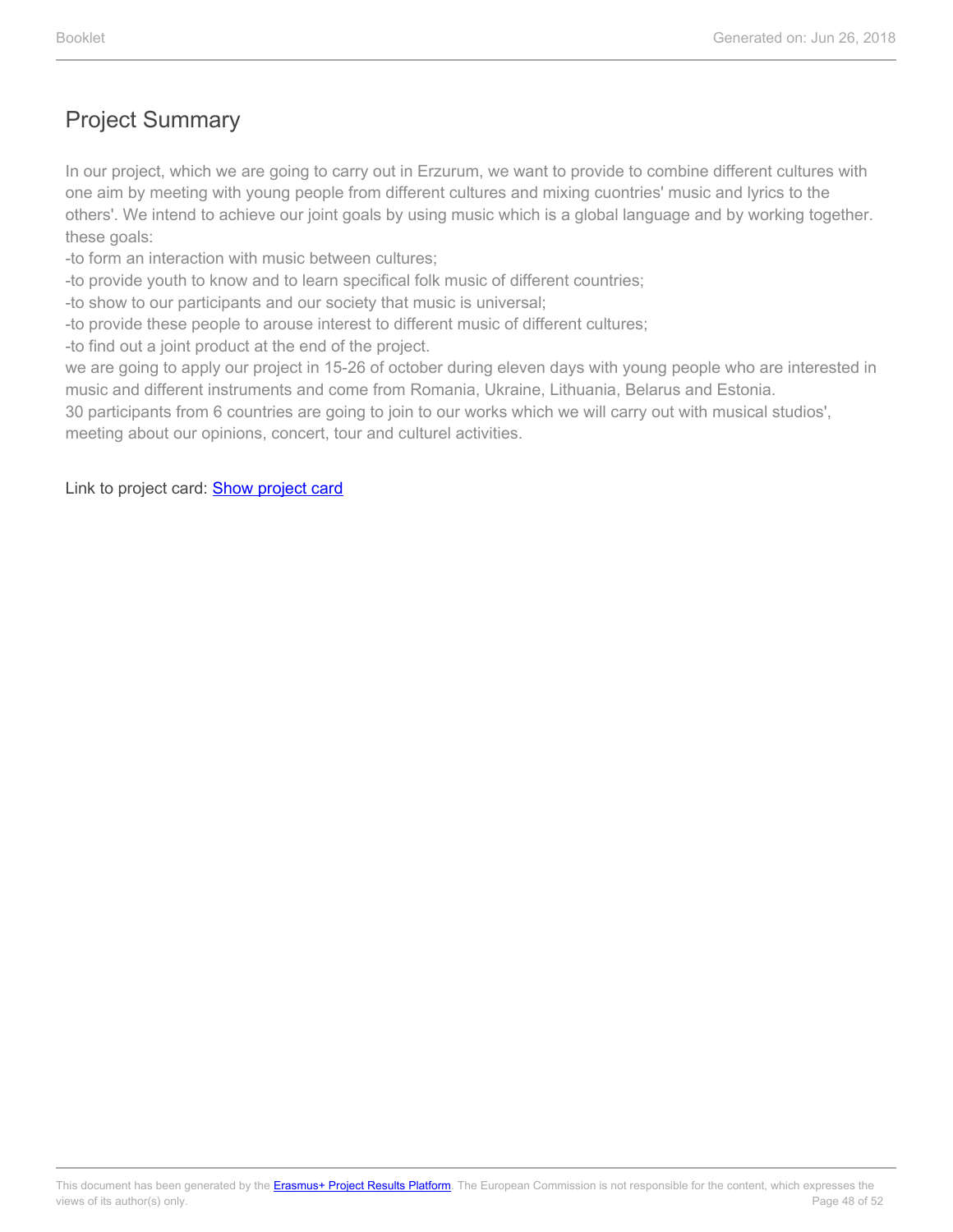## Project Summary

In our project, which we are going to carry out in Erzurum, we want to provide to combine different cultures with one aim by meeting with young people from different cultures and mixing cuontries' music and lyrics to the others'. We intend to achieve our joint goals by using music which is a global language and by working together. these goals:

-to form an interaction with music between cultures;

-to provide youth to know and to learn specifical folk music of different countries;

-to show to our participants and our society that music is universal;

-to provide these people to arouse interest to different music of different cultures;

-to find out a joint product at the end of the project.

we are going to apply our project in 15-26 of october during eleven days with young people who are interested in music and different instruments and come from Romania, Ukraine, Lithuania, Belarus and Estonia.

30 participants from 6 countries are going to join to our works which we will carry out with musical studios', meeting about our opinions, concert, tour and culturel activities.

Link to project card: [Show project card]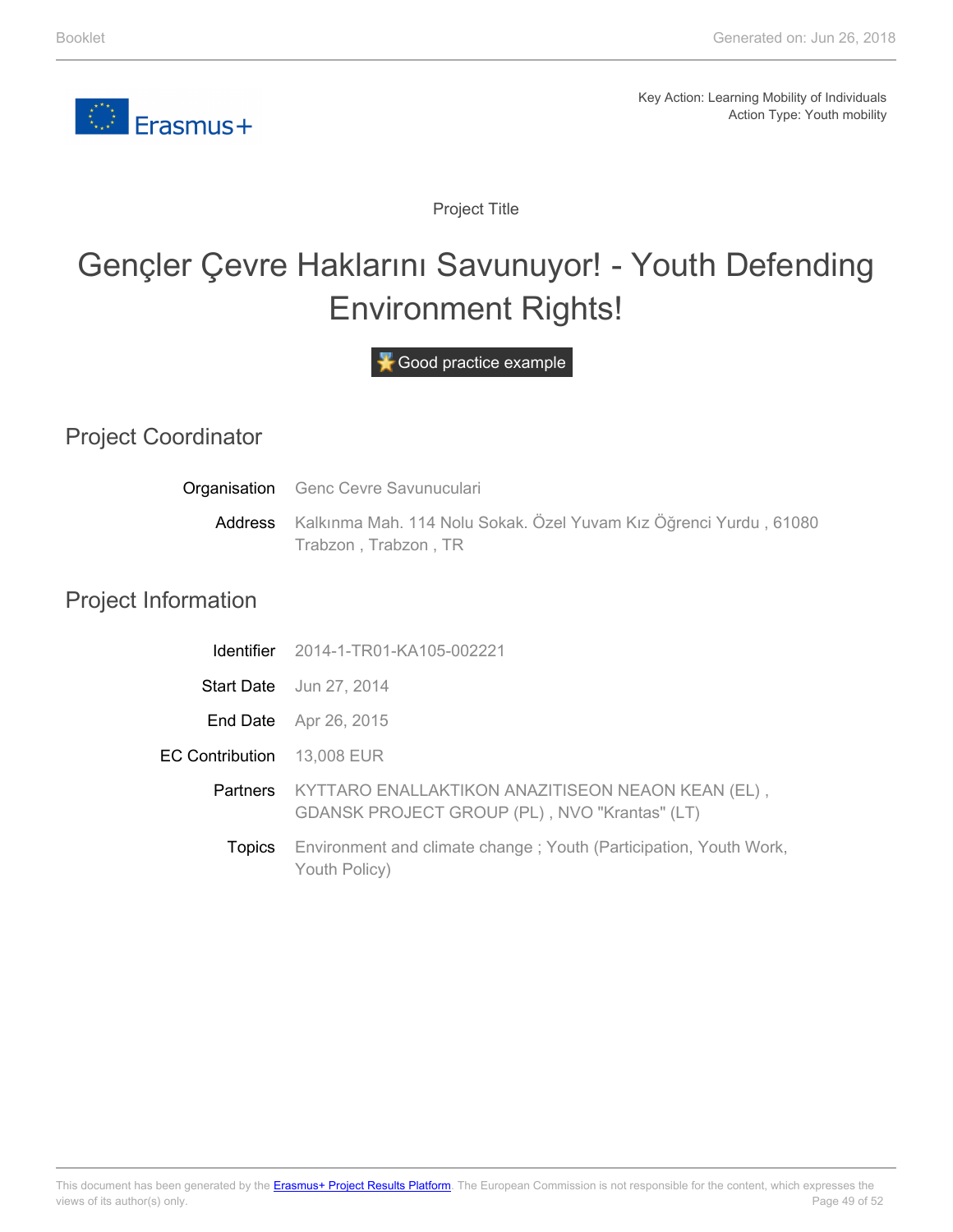Key Action: Learning Mobility of Individuals
Action Type: Youth mobility

Project Title

# Gençler Çevre Haklarını Savunuyor! - Youth Defending Environment Rights!

Good practice example

## Project Coordinator

**Organisation** Genc Cevre Savunuculari

**Address** Kalkınma Mah. 114 Nolu Sokak. Özel Yuvam Kız Öğrenci Yurdu , 61080 Trabzon , Trabzon , TR

## Project Information

**Identifier** 2014-1-TR01-KA105-002221

**Start Date** Jun 27, 2014

**End Date** Apr 26, 2015

**EC Contribution** 13,008 EUR

**Partners** KYTTARO ENALLAKTIKON ANAZITISEON NEAON KEAN (EL) , GDANSK PROJECT GROUP (PL) , NVO "Krantas" (LT)

**Topics** Environment and climate change ; Youth (Participation, Youth Work, Youth Policy)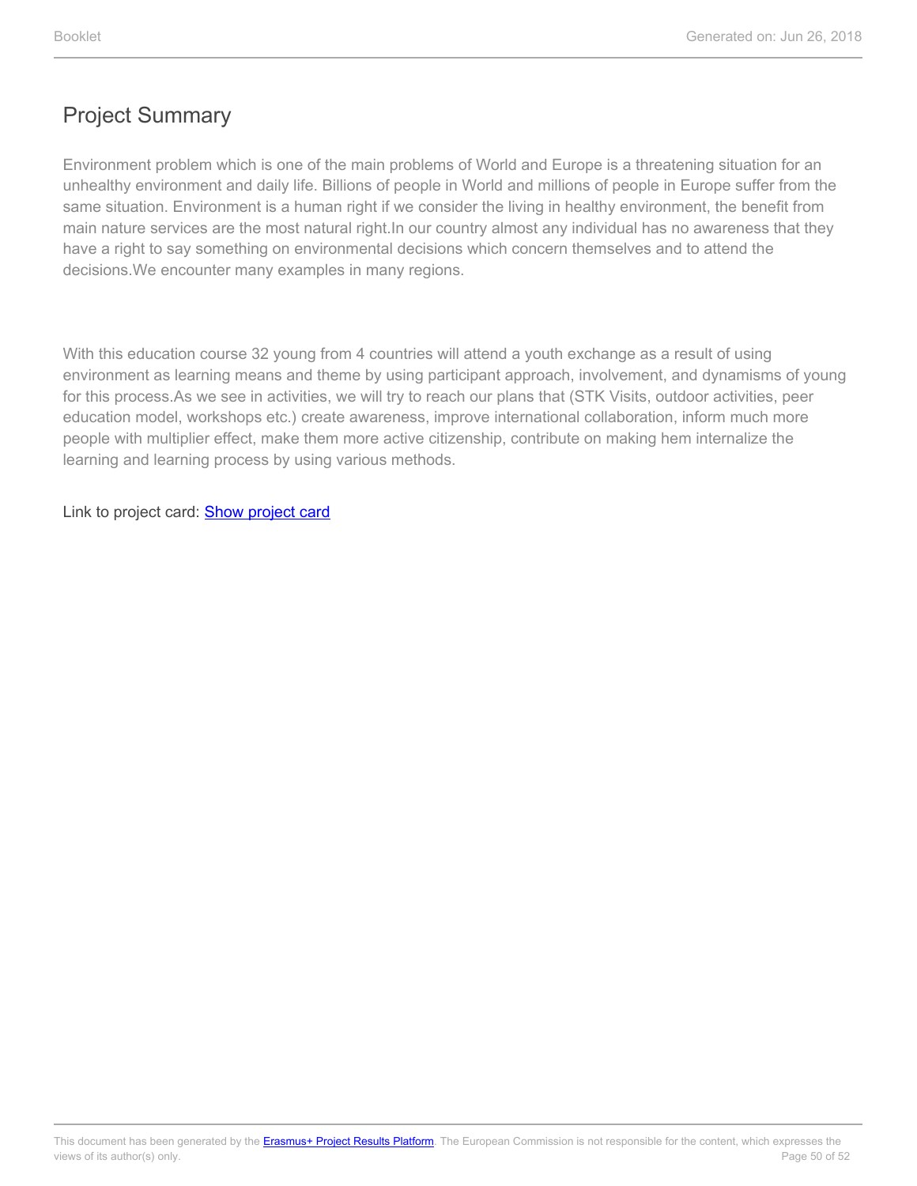## Project Summary

Environment problem which is one of the main problems of World and Europe is a threatening situation for an unhealthy environment and daily life. Billions of people in World and millions of people in Europe suffer from the same situation. Environment is a human right if we consider the living in healthy environment, the benefit from main nature services are the most natural right.In our country almost any individual has no awareness that they have a right to say something on environmental decisions which concern themselves and to attend the decisions.We encounter many examples in many regions.

With this education course 32 young from 4 countries will attend a youth exchange as a result of using environment as learning means and theme by using participant approach, involvement, and dynamisms of young for this process.As we see in activities, we will try to reach our plans that (STK Visits, outdoor activities, peer education model, workshops etc.) create awareness, improve international collaboration, inform much more people with multiplier effect, make them more active citizenship, contribute on making hem internalize the learning and learning process by using various methods.

Link to project card: Show project card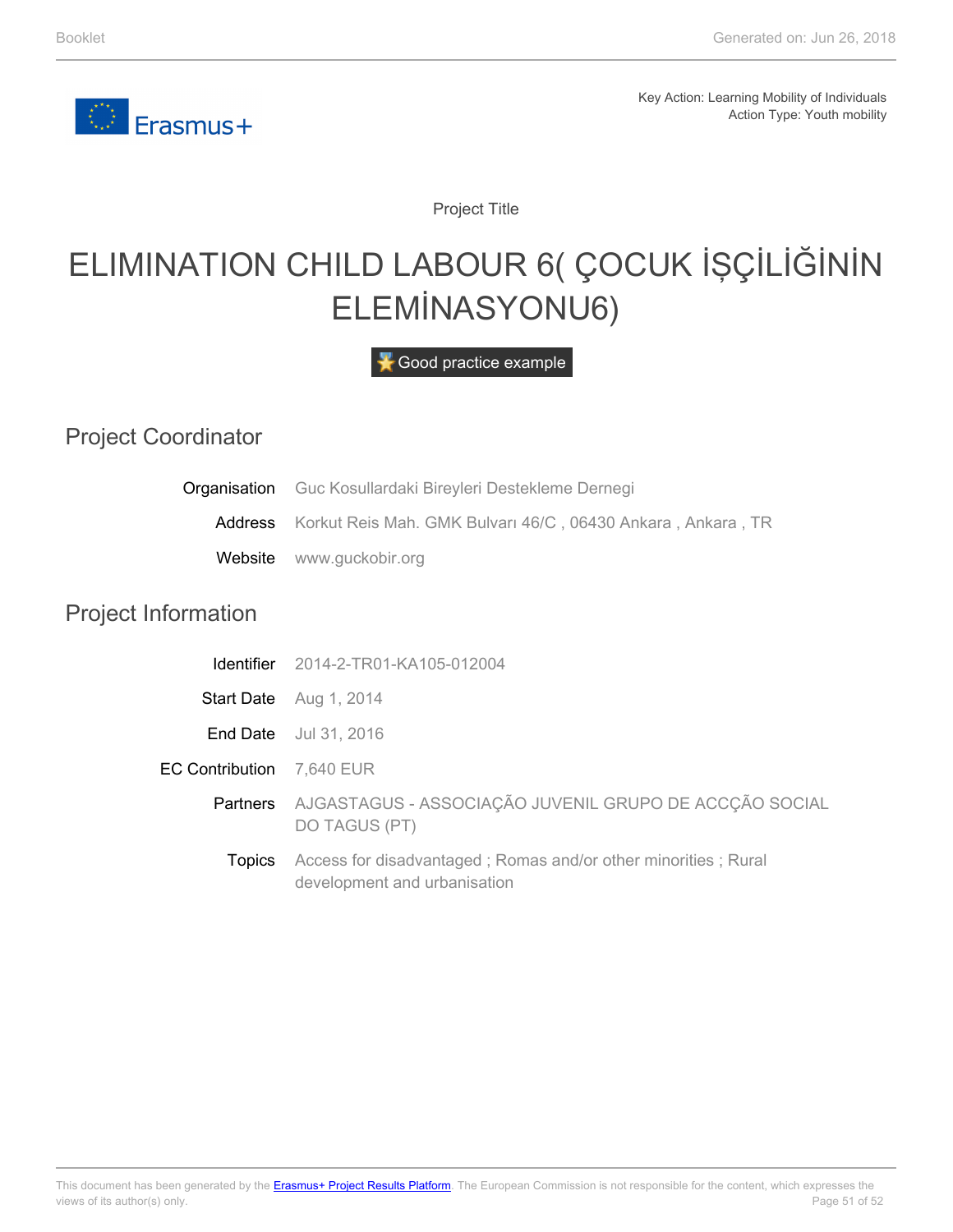Key Action: Learning Mobility of Individuals
Action Type: Youth mobility

Project Title

# ELIMINATION CHILD LABOUR 6( ÇOCUK İŞÇİLİĞİNİN ELEMİNASYONU6)

Good practice example

## Project Coordinator

**Organisation** Guc Kosullardaki Bireyleri Destekleme Dernegi

**Address** Korkut Reis Mah. GMK Bulvarı 46/C , 06430 Ankara , Ankara , TR

**Website** www.guckobir.org

## Project Information

**Identifier** 2014-2-TR01-KA105-012004

**Start Date** Aug 1, 2014

**End Date** Jul 31, 2016

**EC Contribution** 7,640 EUR

**Partners** AJGASTAGUS - ASSOCIAÇÃO JUVENIL GRUPO DE ACCÇÃO SOCIAL DO TAGUS (PT)

**Topics** Access for disadvantaged ; Romas and/or other minorities ; Rural development and urbanisation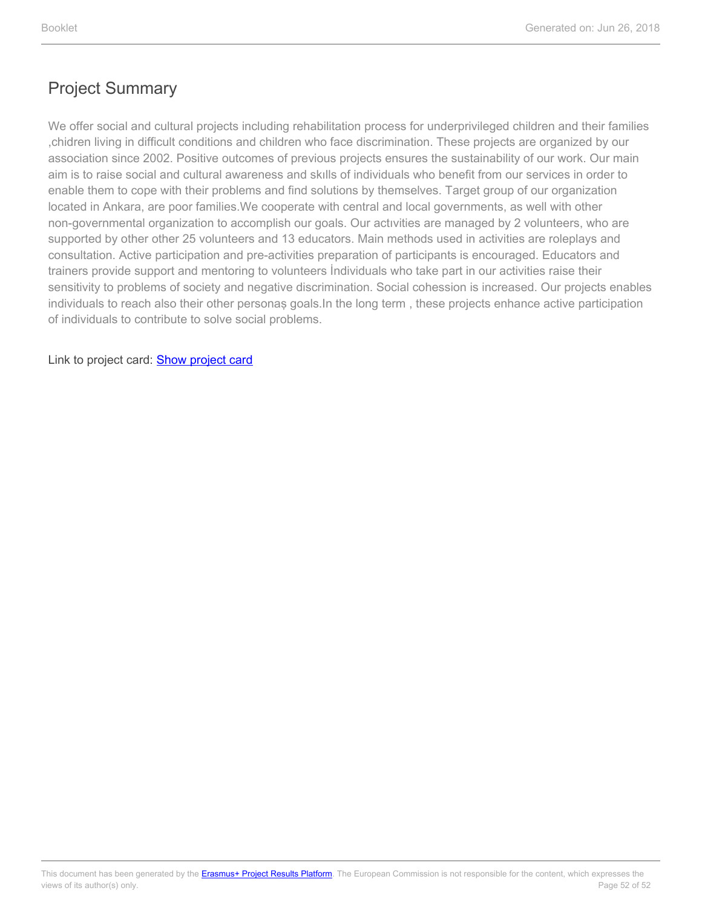## Project Summary

We offer social and cultural projects including rehabilitation process for underprivileged children and their families ,chidren living in difficult conditions and children who face discrimination. These projects are organized by our association since 2002. Positive outcomes of previous projects ensures the sustainability of our work. Our main aim is to raise social and cultural awareness and skılls of individuals who benefit from our services in order to enable them to cope with their problems and find solutions by themselves. Target group of our organization located in Ankara, are poor families.We cooperate with central and local governments, as well with other non-governmental organization to accomplish our goals. Our actıvities are managed by 2 volunteers, who are supported by other other 25 volunteers and 13 educators. Main methods used in activities are roleplays and consultation. Active participation and pre-activities preparation of participants is encouraged. Educators and trainers provide support and mentoring to volunteers İndividuals who take part in our activities raise their sensitivity to problems of society and negative discrimination. Social cohession is increased. Our projects enables individuals to reach also their other personaș goals.In the long term , these projects enhance active participation of individuals to contribute to solve social problems.

Link to project card: Show project card